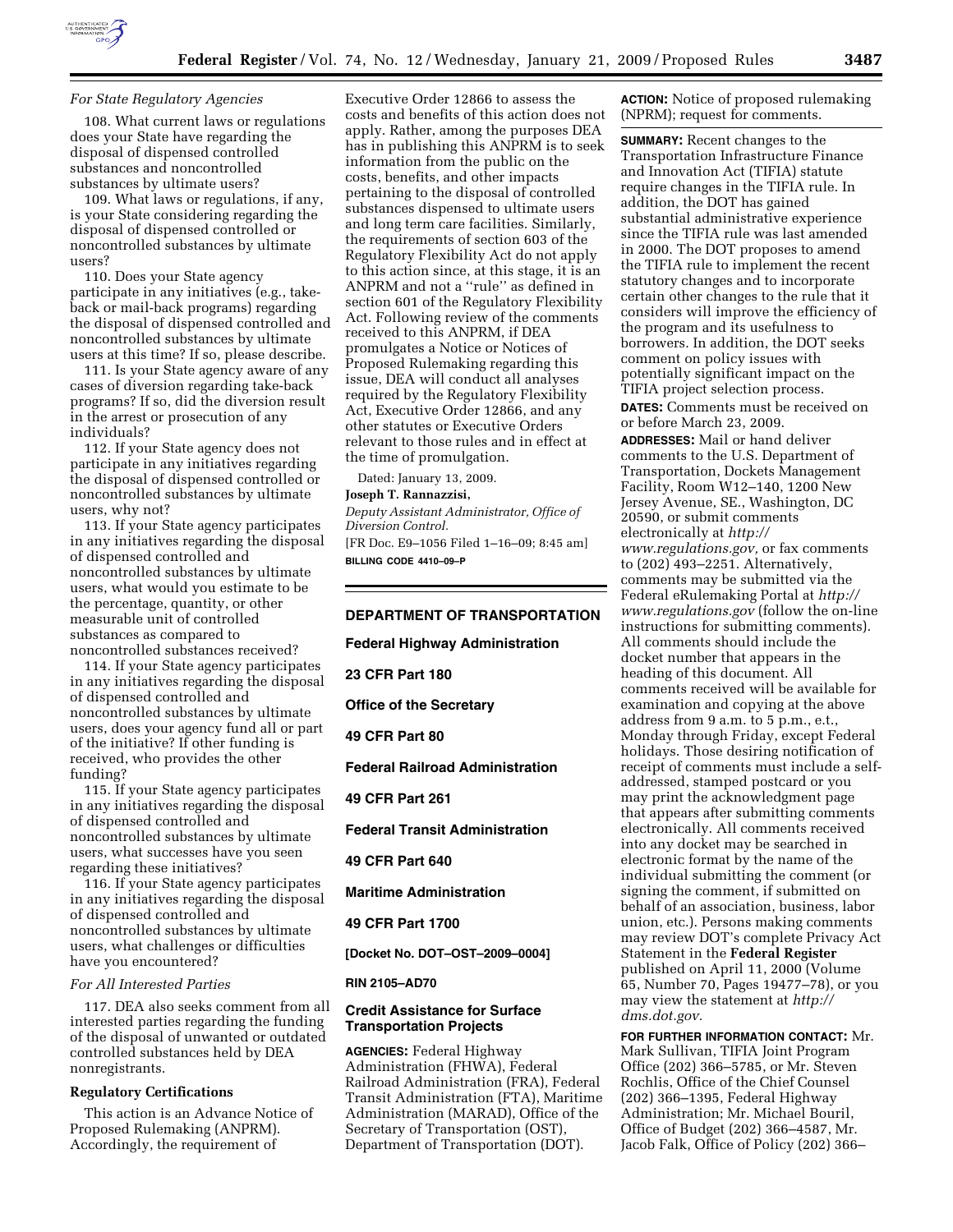*For State Regulatory Agencies*

108. What current laws or regulations does your State have regarding the disposal of dispensed controlled substances and noncontrolled substances by ultimate users?

109. What laws or regulations, if any, is your State considering regarding the disposal of dispensed controlled or noncontrolled substances by ultimate users?

110. Does your State agency participate in any initiatives (e.g., take-back or mail-back programs) regarding the disposal of dispensed controlled and noncontrolled substances by ultimate users at this time? If so, please describe.

111. Is your State agency aware of any cases of diversion regarding take-back programs? If so, did the diversion result in the arrest or prosecution of any individuals?

112. If your State agency does not participate in any initiatives regarding the disposal of dispensed controlled or noncontrolled substances by ultimate users, why not?

113. If your State agency participates in any initiatives regarding the disposal of dispensed controlled and noncontrolled substances by ultimate users, what would you estimate to be the percentage, quantity, or other measurable unit of controlled substances as compared to noncontrolled substances received?

114. If your State agency participates in any initiatives regarding the disposal of dispensed controlled and noncontrolled substances by ultimate users, does your agency fund all or part of the initiative? If other funding is received, who provides the other funding?

115. If your State agency participates in any initiatives regarding the disposal of dispensed controlled and noncontrolled substances by ultimate users, what successes have you seen regarding these initiatives?

116. If your State agency participates in any initiatives regarding the disposal of dispensed controlled and noncontrolled substances by ultimate users, what challenges or difficulties have you encountered?

*For All Interested Parties*

117. DEA also seeks comment from all interested parties regarding the funding of the disposal of unwanted or outdated controlled substances held by DEA nonregistrants.

**Regulatory Certifications**

This action is an Advance Notice of Proposed Rulemaking (ANPRM). Accordingly, the requirement of Executive Order 12866 to assess the costs and benefits of this action does not apply. Rather, among the purposes DEA has in publishing this ANPRM is to seek information from the public on the costs, benefits, and other impacts pertaining to the disposal of controlled substances dispensed to ultimate users and long term care facilities. Similarly, the requirements of section 603 of the Regulatory Flexibility Act do not apply to this action since, at this stage, it is an ANPRM and not a ''rule'' as defined in section 601 of the Regulatory Flexibility Act. Following review of the comments received to this ANPRM, if DEA promulgates a Notice or Notices of Proposed Rulemaking regarding this issue, DEA will conduct all analyses required by the Regulatory Flexibility Act, Executive Order 12866, and any other statutes or Executive Orders relevant to those rules and in effect at the time of promulgation.

Dated: January 13, 2009.

**Joseph T. Rannazzisi,**

*Deputy Assistant Administrator, Office of Diversion Control.*

[FR Doc. E9–1056 Filed 1–16–09; 8:45 am]

**BILLING CODE 4410–09–P**

---

**DEPARTMENT OF TRANSPORTATION**

**Federal Highway Administration**

**23 CFR Part 180**

**Office of the Secretary**

**49 CFR Part 80**

**Federal Railroad Administration**

**49 CFR Part 261**

**Federal Transit Administration**

**49 CFR Part 640**

**Maritime Administration**

**49 CFR Part 1700**

**[Docket No. DOT–OST–2009–0004]**

**RIN 2105–AD70**

**Credit Assistance for Surface Transportation Projects**

**AGENCIES:** Federal Highway Administration (FHWA), Federal Railroad Administration (FRA), Federal Transit Administration (FTA), Maritime Administration (MARAD), Office of the Secretary of Transportation (OST), Department of Transportation (DOT).

**ACTION:** Notice of proposed rulemaking (NPRM); request for comments.

**SUMMARY:** Recent changes to the Transportation Infrastructure Finance and Innovation Act (TIFIA) statute require changes in the TIFIA rule. In addition, the DOT has gained substantial administrative experience since the TIFIA rule was last amended in 2000. The DOT proposes to amend the TIFIA rule to implement the recent statutory changes and to incorporate certain other changes to the rule that it considers will improve the efficiency of the program and its usefulness to borrowers. In addition, the DOT seeks comment on policy issues with potentially significant impact on the TIFIA project selection process.

**DATES:** Comments must be received on or before March 23, 2009.

**ADDRESSES:** Mail or hand deliver comments to the U.S. Department of Transportation, Dockets Management Facility, Room W12–140, 1200 New Jersey Avenue, SE., Washington, DC 20590, or submit comments electronically at *http://www.regulations.gov,* or fax comments to (202) 493–2251. Alternatively, comments may be submitted via the Federal eRulemaking Portal at *http://www.regulations.gov* (follow the on-line instructions for submitting comments). All comments should include the docket number that appears in the heading of this document. All comments received will be available for examination and copying at the above address from 9 a.m. to 5 p.m., e.t., Monday through Friday, except Federal holidays. Those desiring notification of receipt of comments must include a self-addressed, stamped postcard or you may print the acknowledgment page that appears after submitting comments electronically. All comments received into any docket may be searched in electronic format by the name of the individual submitting the comment (or signing the comment, if submitted on behalf of an association, business, labor union, etc.). Persons making comments may review DOT's complete Privacy Act Statement in the **Federal Register** published on April 11, 2000 (Volume 65, Number 70, Pages 19477–78), or you may view the statement at *http://dms.dot.gov.*

**FOR FURTHER INFORMATION CONTACT:** Mr. Mark Sullivan, TIFIA Joint Program Office (202) 366–5785, or Mr. Steven Rochlis, Office of the Chief Counsel (202) 366–1395, Federal Highway Administration; Mr. Michael Bouril, Office of Budget (202) 366–4587, Mr. Jacob Falk, Office of Policy (202) 366–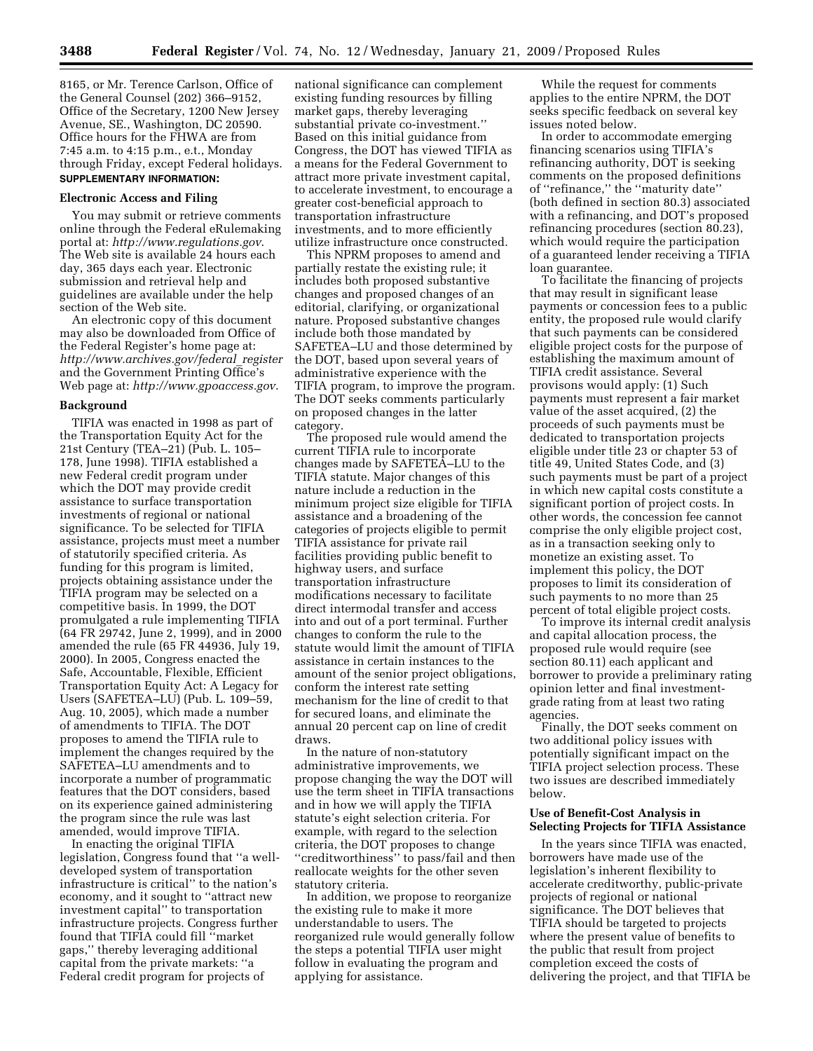8165, or Mr. Terence Carlson, Office of the General Counsel (202) 366–9152, Office of the Secretary, 1200 New Jersey Avenue, SE., Washington, DC 20590. Office hours for the FHWA are from 7:45 a.m. to 4:15 p.m., e.t., Monday through Friday, except Federal holidays.

**SUPPLEMENTARY INFORMATION:**

### Electronic Access and Filing

You may submit or retrieve comments online through the Federal eRulemaking portal at: *http://www.regulations.gov*. The Web site is available 24 hours each day, 365 days each year. Electronic submission and retrieval help and guidelines are available under the help section of the Web site.

An electronic copy of this document may also be downloaded from Office of the Federal Register's home page at: *http://www.archives.gov/federal_register* and the Government Printing Office's Web page at: *http://www.gpoaccess.gov*.

### Background

TIFIA was enacted in 1998 as part of the Transportation Equity Act for the 21st Century (TEA–21) (Pub. L. 105–178, June 1998). TIFIA established a new Federal credit program under which the DOT may provide credit assistance to surface transportation investments of regional or national significance. To be selected for TIFIA assistance, projects must meet a number of statutorily specified criteria. As funding for this program is limited, projects obtaining assistance under the TIFIA program may be selected on a competitive basis. In 1999, the DOT promulgated a rule implementing TIFIA (64 FR 29742, June 2, 1999), and in 2000 amended the rule (65 FR 44936, July 19, 2000). In 2005, Congress enacted the Safe, Accountable, Flexible, Efficient Transportation Equity Act: A Legacy for Users (SAFETEA–LU) (Pub. L. 109–59, Aug. 10, 2005), which made a number of amendments to TIFIA. The DOT proposes to amend the TIFIA rule to implement the changes required by the SAFETEA–LU amendments and to incorporate a number of programmatic features that the DOT considers, based on its experience gained administering the program since the rule was last amended, would improve TIFIA.

In enacting the original TIFIA legislation, Congress found that ''a well-developed system of transportation infrastructure is critical'' to the nation's economy, and it sought to ''attract new investment capital'' to transportation infrastructure projects. Congress further found that TIFIA could fill ''market gaps,'' thereby leveraging additional capital from the private markets: ''a Federal credit program for projects of national significance can complement existing funding resources by filling market gaps, thereby leveraging substantial private co-investment.'' Based on this initial guidance from Congress, the DOT has viewed TIFIA as a means for the Federal Government to attract more private investment capital, to accelerate investment, to encourage a greater cost-beneficial approach to transportation infrastructure investments, and to more efficiently utilize infrastructure once constructed.

This NPRM proposes to amend and partially restate the existing rule; it includes both proposed substantive changes and proposed changes of an editorial, clarifying, or organizational nature. Proposed substantive changes include both those mandated by SAFETEA–LU and those determined by the DOT, based upon several years of administrative experience with the TIFIA program, to improve the program. The DOT seeks comments particularly on proposed changes in the latter category.

The proposed rule would amend the current TIFIA rule to incorporate changes made by SAFETEA–LU to the TIFIA statute. Major changes of this nature include a reduction in the minimum project size eligible for TIFIA assistance and a broadening of the categories of projects eligible to permit TIFIA assistance for private rail facilities providing public benefit to highway users, and surface transportation infrastructure modifications necessary to facilitate direct intermodal transfer and access into and out of a port terminal. Further changes to conform the rule to the statute would limit the amount of TIFIA assistance in certain instances to the amount of the senior project obligations, conform the interest rate setting mechanism for the line of credit to that for secured loans, and eliminate the annual 20 percent cap on line of credit draws.

In the nature of non-statutory administrative improvements, we propose changing the way the DOT will use the term sheet in TIFIA transactions and in how we will apply the TIFIA statute's eight selection criteria. For example, with regard to the selection criteria, the DOT proposes to change ''creditworthiness'' to pass/fail and then reallocate weights for the other seven statutory criteria.

In addition, we propose to reorganize the existing rule to make it more understandable to users. The reorganized rule would generally follow the steps a potential TIFIA user might follow in evaluating the program and applying for assistance.

While the request for comments applies to the entire NPRM, the DOT seeks specific feedback on several key issues noted below.

In order to accommodate emerging financing scenarios using TIFIA's refinancing authority, DOT is seeking comments on the proposed definitions of ''refinance,'' the ''maturity date'' (both defined in section 80.3) associated with a refinancing, and DOT's proposed refinancing procedures (section 80.23), which would require the participation of a guaranteed lender receiving a TIFIA loan guarantee.

To facilitate the financing of projects that may result in significant lease payments or concession fees to a public entity, the proposed rule would clarify that such payments can be considered eligible project costs for the purpose of establishing the maximum amount of TIFIA credit assistance. Several provisons would apply: (1) Such payments must represent a fair market value of the asset acquired, (2) the proceeds of such payments must be dedicated to transportation projects eligible under title 23 or chapter 53 of title 49, United States Code, and (3) such payments must be part of a project in which new capital costs constitute a significant portion of project costs. In other words, the concession fee cannot comprise the only eligible project cost, as in a transaction seeking only to monetize an existing asset. To implement this policy, the DOT proposes to limit its consideration of such payments to no more than 25 percent of total eligible project costs.

To improve its internal credit analysis and capital allocation process, the proposed rule would require (see section 80.11) each applicant and borrower to provide a preliminary rating opinion letter and final investment-grade rating from at least two rating agencies.

Finally, the DOT seeks comment on two additional policy issues with potentially significant impact on the TIFIA project selection process. These two issues are described immediately below.

### Use of Benefit-Cost Analysis in Selecting Projects for TIFIA Assistance

In the years since TIFIA was enacted, borrowers have made use of the legislation's inherent flexibility to accelerate creditworthy, public-private projects of regional or national significance. The DOT believes that TIFIA should be targeted to projects where the present value of benefits to the public that result from project completion exceed the costs of delivering the project, and that TIFIA be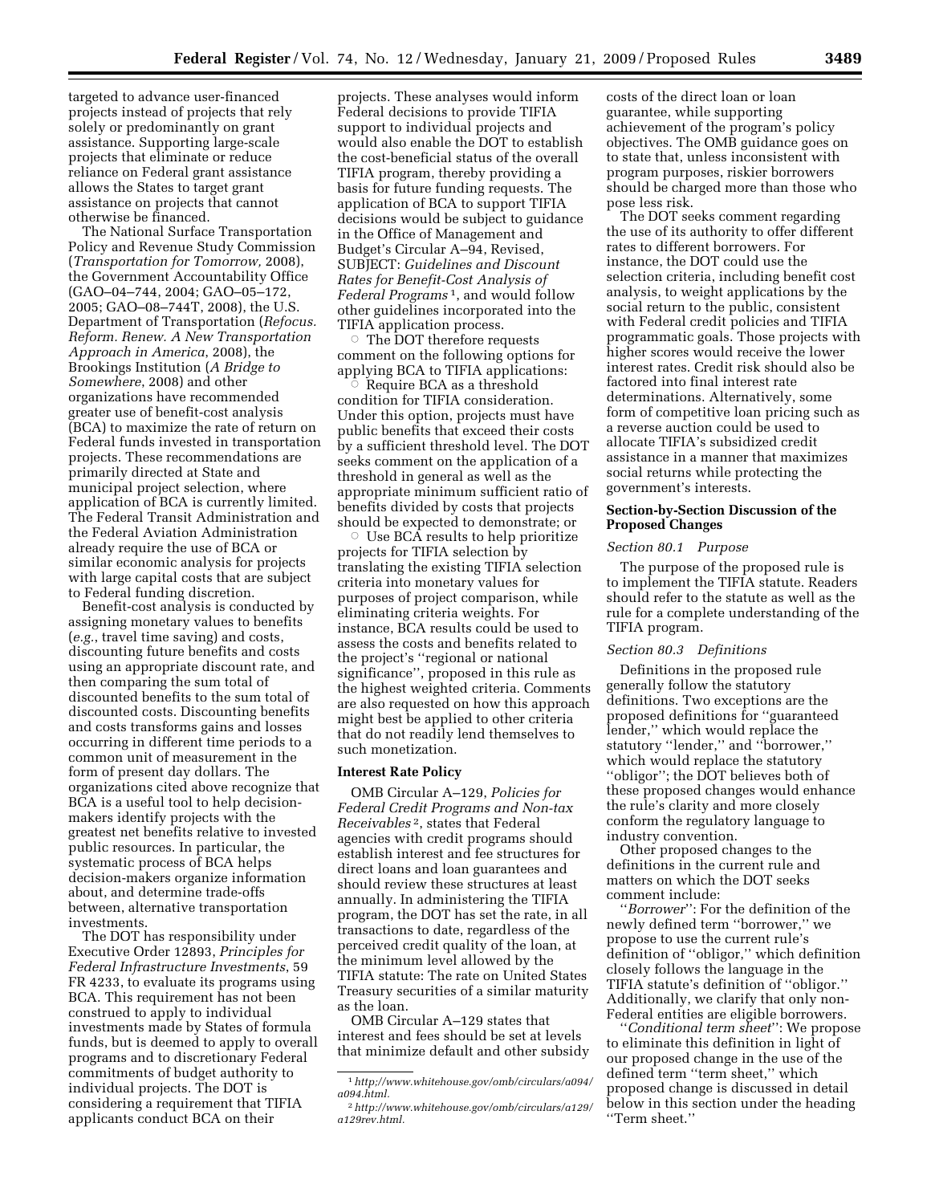targeted to advance user-financed projects instead of projects that rely solely or predominantly on grant assistance. Supporting large-scale projects that eliminate or reduce reliance on Federal grant assistance allows the States to target grant assistance on projects that cannot otherwise be financed.

The National Surface Transportation Policy and Revenue Study Commission (*Transportation for Tomorrow,* 2008), the Government Accountability Office (GAO–04–744, 2004; GAO–05–172, 2005; GAO–08–744T, 2008), the U.S. Department of Transportation (*Refocus. Reform. Renew. A New Transportation Approach in America*, 2008), the Brookings Institution (*A Bridge to Somewhere*, 2008) and other organizations have recommended greater use of benefit-cost analysis (BCA) to maximize the rate of return on Federal funds invested in transportation projects. These recommendations are primarily directed at State and municipal project selection, where application of BCA is currently limited. The Federal Transit Administration and the Federal Aviation Administration already require the use of BCA or similar economic analysis for projects with large capital costs that are subject to Federal funding discretion.

Benefit-cost analysis is conducted by assigning monetary values to benefits (*e.g.*, travel time saving) and costs, discounting future benefits and costs using an appropriate discount rate, and then comparing the sum total of discounted benefits to the sum total of discounted costs. Discounting benefits and costs transforms gains and losses occurring in different time periods to a common unit of measurement in the form of present day dollars. The organizations cited above recognize that BCA is a useful tool to help decision-makers identify projects with the greatest net benefits relative to invested public resources. In particular, the systematic process of BCA helps decision-makers organize information about, and determine trade-offs between, alternative transportation investments.

The DOT has responsibility under Executive Order 12893, *Principles for Federal Infrastructure Investments*, 59 FR 4233, to evaluate its programs using BCA. This requirement has not been construed to apply to individual investments made by States of formula funds, but is deemed to apply to overall programs and to discretionary Federal commitments of budget authority to individual projects. The DOT is considering a requirement that TIFIA applicants conduct BCA on their projects. These analyses would inform Federal decisions to provide TIFIA support to individual projects and would also enable the DOT to establish the cost-beneficial status of the overall TIFIA program, thereby providing a basis for future funding requests. The application of BCA to support TIFIA decisions would be subject to guidance in the Office of Management and Budget's Circular A–94, Revised, SUBJECT: *Guidelines and Discount Rates for Benefit-Cost Analysis of Federal Programs* [1], and would follow other guidelines incorporated into the TIFIA application process.

◦ The DOT therefore requests comment on the following options for applying BCA to TIFIA applications:

◦ Require BCA as a threshold condition for TIFIA consideration. Under this option, projects must have public benefits that exceed their costs by a sufficient threshold level. The DOT seeks comment on the application of a threshold in general as well as the appropriate minimum sufficient ratio of benefits divided by costs that projects should be expected to demonstrate; or

◦ Use BCA results to help prioritize projects for TIFIA selection by translating the existing TIFIA selection criteria into monetary values for purposes of project comparison, while eliminating criteria weights. For instance, BCA results could be used to assess the costs and benefits related to the project's ''regional or national significance'', proposed in this rule as the highest weighted criteria. Comments are also requested on how this approach might best be applied to other criteria that do not readily lend themselves to such monetization.

### Interest Rate Policy

OMB Circular A–129, *Policies for Federal Credit Programs and Non-tax Receivables* [2], states that Federal agencies with credit programs should establish interest and fee structures for direct loans and loan guarantees and should review these structures at least annually. In administering the TIFIA program, the DOT has set the rate, in all transactions to date, regardless of the perceived credit quality of the loan, at the minimum level allowed by the TIFIA statute: The rate on United States Treasury securities of a similar maturity as the loan.

OMB Circular A–129 states that interest and fees should be set at levels that minimize default and other subsidy costs of the direct loan or loan guarantee, while supporting achievement of the program's policy objectives. The OMB guidance goes on to state that, unless inconsistent with program purposes, riskier borrowers should be charged more than those who pose less risk.

The DOT seeks comment regarding the use of its authority to offer different rates to different borrowers. For instance, the DOT could use the selection criteria, including benefit cost analysis, to weight applications by the social return to the public, consistent with Federal credit policies and TIFIA programmatic goals. Those projects with higher scores would receive the lower interest rates. Credit risk should also be factored into final interest rate determinations. Alternatively, some form of competitive loan pricing such as a reverse auction could be used to allocate TIFIA's subsidized credit assistance in a manner that maximizes social returns while protecting the government's interests.

### Section-by-Section Discussion of the Proposed Changes

*Section 80.1 Purpose*

The purpose of the proposed rule is to implement the TIFIA statute. Readers should refer to the statute as well as the rule for a complete understanding of the TIFIA program.

*Section 80.3 Definitions*

Definitions in the proposed rule generally follow the statutory definitions. Two exceptions are the proposed definitions for ''guaranteed lender,'' which would replace the statutory ''lender,'' and ''borrower,'' which would replace the statutory ''obligor''; the DOT believes both of these proposed changes would enhance the rule's clarity and more closely conform the regulatory language to industry convention.

Other proposed changes to the definitions in the current rule and matters on which the DOT seeks comment include:

''*Borrower*'': For the definition of the newly defined term ''borrower,'' we propose to use the current rule's definition of ''obligor,'' which definition closely follows the language in the TIFIA statute's definition of ''obligor.'' Additionally, we clarify that only non-Federal entities are eligible borrowers.

''*Conditional term sheet*'': We propose to eliminate this definition in light of our proposed change in the use of the defined term ''term sheet,'' which proposed change is discussed in detail below in this section under the heading ''Term sheet.''

---

[1] *http://www.whitehouse.gov/omb/circulars/a094/a094.html.*

[2] *http://www.whitehouse.gov/omb/circulars/a129/a129rev.html.*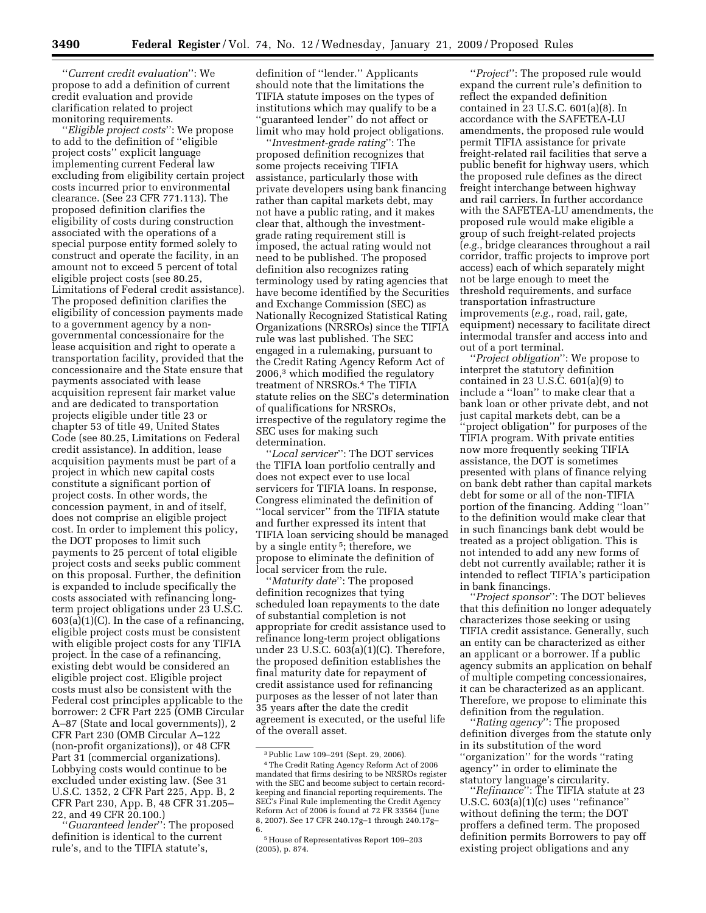"*Current credit evaluation*": We propose to add a definition of current credit evaluation and provide clarification related to project monitoring requirements.

"*Eligible project costs*": We propose to add to the definition of "eligible project costs" explicit language implementing current Federal law excluding from eligibility certain project costs incurred prior to environmental clearance. (See 23 CFR 771.113). The proposed definition clarifies the eligibility of costs during construction associated with the operations of a special purpose entity formed solely to construct and operate the facility, in an amount not to exceed 5 percent of total eligible project costs (see 80.25, Limitations of Federal credit assistance). The proposed definition clarifies the eligibility of concession payments made to a government agency by a non-governmental concessionaire for the lease acquisition and right to operate a transportation facility, provided that the concessionaire and the State ensure that payments associated with lease acquisition represent fair market value and are dedicated to transportation projects eligible under title 23 or chapter 53 of title 49, United States Code (see 80.25, Limitations on Federal credit assistance). In addition, lease acquisition payments must be part of a project in which new capital costs constitute a significant portion of project costs. In other words, the concession payment, in and of itself, does not comprise an eligible project cost. In order to implement this policy, the DOT proposes to limit such payments to 25 percent of total eligible project costs and seeks public comment on this proposal. Further, the definition is expanded to include specifically the costs associated with refinancing long-term project obligations under 23 U.S.C. 603(a)(1)(C). In the case of a refinancing, eligible project costs must be consistent with eligible project costs for any TIFIA project. In the case of a refinancing, existing debt would be considered an eligible project cost. Eligible project costs must also be consistent with the Federal cost principles applicable to the borrower: 2 CFR Part 225 (OMB Circular A–87 (State and local governments)), 2 CFR Part 230 (OMB Circular A–122 (non-profit organizations)), or 48 CFR Part 31 (commercial organizations). Lobbying costs would continue to be excluded under existing law. (See 31 U.S.C. 1352, 2 CFR Part 225, App. B, 2 CFR Part 230, App. B, 48 CFR 31.205–22, and 49 CFR 20.100.)

"*Guaranteed lender*": The proposed definition is identical to the current rule's, and to the TIFIA statute's, definition of "lender." Applicants should note that the limitations the TIFIA statute imposes on the types of institutions which may qualify to be a "guaranteed lender" do not affect or limit who may hold project obligations.

"*Investment-grade rating*": The proposed definition recognizes that some projects receiving TIFIA assistance, particularly those with private developers using bank financing rather than capital markets debt, may not have a public rating, and it makes clear that, although the investment-grade rating requirement still is imposed, the actual rating would not need to be published. The proposed definition also recognizes rating terminology used by rating agencies that have become identified by the Securities and Exchange Commission (SEC) as Nationally Recognized Statistical Rating Organizations (NRSROs) since the TIFIA rule was last published. The SEC engaged in a rulemaking, pursuant to the Credit Rating Agency Reform Act of 2006,[3] which modified the regulatory treatment of NRSROs.[4] The TIFIA statute relies on the SEC's determination of qualifications for NRSROs, irrespective of the regulatory regime the SEC uses for making such determination.

"*Local servicer*": The DOT services the TIFIA loan portfolio centrally and does not expect ever to use local servicers for TIFIA loans. In response, Congress eliminated the definition of "local servicer" from the TIFIA statute and further expressed its intent that TIFIA loan servicing should be managed by a single entity [5]; therefore, we propose to eliminate the definition of local servicer from the rule.

"*Maturity date*": The proposed definition recognizes that tying scheduled loan repayments to the date of substantial completion is not appropriate for credit assistance used to refinance long-term project obligations under 23 U.S.C. 603(a)(1)(C). Therefore, the proposed definition establishes the final maturity date for repayment of credit assistance used for refinancing purposes as the lesser of not later than 35 years after the date the credit agreement is executed, or the useful life of the overall asset.

"*Project*": The proposed rule would expand the current rule's definition to reflect the expanded definition contained in 23 U.S.C. 601(a)(8). In accordance with the SAFETEA-LU amendments, the proposed rule would permit TIFIA assistance for private freight-related rail facilities that serve a public benefit for highway users, which the proposed rule defines as the direct freight interchange between highway and rail carriers. In further accordance with the SAFETEA-LU amendments, the proposed rule would make eligible a group of such freight-related projects (*e.g.*, bridge clearances throughout a rail corridor, traffic projects to improve port access) each of which separately might not be large enough to meet the threshold requirements, and surface transportation infrastructure improvements (*e.g.*, road, rail, gate, equipment) necessary to facilitate direct intermodal transfer and access into and out of a port terminal.

"*Project obligation*": We propose to interpret the statutory definition contained in 23 U.S.C. 601(a)(9) to include a "loan" to make clear that a bank loan or other private debt, and not just capital markets debt, can be a "project obligation" for purposes of the TIFIA program. With private entities now more frequently seeking TIFIA assistance, the DOT is sometimes presented with plans of finance relying on bank debt rather than capital markets debt for some or all of the non-TIFIA portion of the financing. Adding "loan" to the definition would make clear that in such financings bank debt would be treated as a project obligation. This is not intended to add any new forms of debt not currently available; rather it is intended to reflect TIFIA's participation in bank financings.

"*Project sponsor*": The DOT believes that this definition no longer adequately characterizes those seeking or using TIFIA credit assistance. Generally, such an entity can be characterized as either an applicant or a borrower. If a public agency submits an application on behalf of multiple competing concessionaires, it can be characterized as an applicant. Therefore, we propose to eliminate this definition from the regulation.

"*Rating agency*": The proposed definition diverges from the statute only in its substitution of the word "organization" for the words "rating agency" in order to eliminate the statutory language's circularity.

"*Refinance*": The TIFIA statute at 23 U.S.C. 603(a)(1)(c) uses "refinance" without defining the term; the DOT proffers a defined term. The proposed definition permits Borrowers to pay off existing project obligations and any

---

[3] Public Law 109–291 (Sept. 29, 2006).

[4] The Credit Rating Agency Reform Act of 2006 mandated that firms desiring to be NRSROs register with the SEC and become subject to certain record-keeping and financial reporting requirements. The SEC's Final Rule implementing the Credit Agency Reform Act of 2006 is found at 72 FR 33564 (June 8, 2007). See 17 CFR 240.17g–1 through 240.17g–6.

[5] House of Representatives Report 109–203 (2005), p. 874.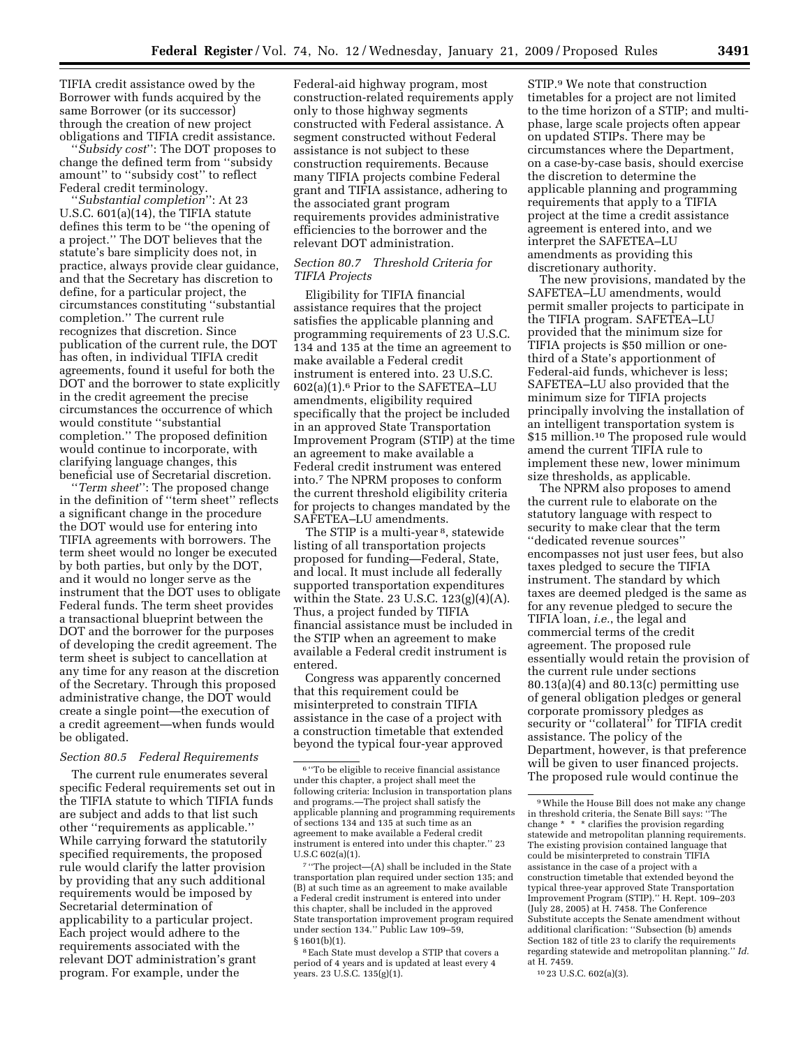TIFIA credit assistance owed by the Borrower with funds acquired by the same Borrower (or its successor) through the creation of new project obligations and TIFIA credit assistance.

"*Subsidy cost*": The DOT proposes to change the defined term from "subsidy amount" to "subsidy cost" to reflect Federal credit terminology.

"*Substantial completion*": At 23 U.S.C. 601(a)(14), the TIFIA statute defines this term to be "the opening of a project." The DOT believes that the statute's bare simplicity does not, in practice, always provide clear guidance, and that the Secretary has discretion to define, for a particular project, the circumstances constituting "substantial completion." The current rule recognizes that discretion. Since publication of the current rule, the DOT has often, in individual TIFIA credit agreements, found it useful for both the DOT and the borrower to state explicitly in the credit agreement the precise circumstances the occurrence of which would constitute "substantial completion." The proposed definition would continue to incorporate, with clarifying language changes, this beneficial use of Secretarial discretion.

"*Term sheet*": The proposed change in the definition of "term sheet" reflects a significant change in the procedure the DOT would use for entering into TIFIA agreements with borrowers. The term sheet would no longer be executed by both parties, but only by the DOT, and it would no longer serve as the instrument that the DOT uses to obligate Federal funds. The term sheet provides a transactional blueprint between the DOT and the borrower for the purposes of developing the credit agreement. The term sheet is subject to cancellation at any time for any reason at the discretion of the Secretary. Through this proposed administrative change, the DOT would create a single point—the execution of a credit agreement—when funds would be obligated.

### *Section 80.5 Federal Requirements*

The current rule enumerates several specific Federal requirements set out in the TIFIA statute to which TIFIA funds are subject and adds to that list such other "requirements as applicable." While carrying forward the statutorily specified requirements, the proposed rule would clarify the latter provision by providing that any such additional requirements would be imposed by Secretarial determination of applicability to a particular project. Each project would adhere to the requirements associated with the relevant DOT administration's grant program. For example, under the Federal-aid highway program, most construction-related requirements apply only to those highway segments constructed with Federal assistance. A segment constructed without Federal assistance is not subject to these construction requirements. Because many TIFIA projects combine Federal grant and TIFIA assistance, adhering to the associated grant program requirements provides administrative efficiencies to the borrower and the relevant DOT administration.

### *Section 80.7 Threshold Criteria for TIFIA Projects*

Eligibility for TIFIA financial assistance requires that the project satisfies the applicable planning and programming requirements of 23 U.S.C. 134 and 135 at the time an agreement to make available a Federal credit instrument is entered into. 23 U.S.C. 602(a)(1).[6] Prior to the SAFETEA–LU amendments, eligibility required specifically that the project be included in an approved State Transportation Improvement Program (STIP) at the time an agreement to make available a Federal credit instrument was entered into.[7] The NPRM proposes to conform the current threshold eligibility criteria for projects to changes mandated by the SAFETEA–LU amendments.

The STIP is a multi-year[8], statewide listing of all transportation projects proposed for funding—Federal, State, and local. It must include all federally supported transportation expenditures within the State. 23 U.S.C. 123(g)(4)(A). Thus, a project funded by TIFIA financial assistance must be included in the STIP when an agreement to make available a Federal credit instrument is entered.

Congress was apparently concerned that this requirement could be misinterpreted to constrain TIFIA assistance in the case of a project with a construction timetable that extended beyond the typical four-year approved STIP.[9] We note that construction timetables for a project are not limited to the time horizon of a STIP; and multi-phase, large scale projects often appear on updated STIPs. There may be circumstances where the Department, on a case-by-case basis, should exercise the discretion to determine the applicable planning and programming requirements that apply to a TIFIA project at the time a credit assistance agreement is entered into, and we interpret the SAFETEA–LU amendments as providing this discretionary authority.

The new provisions, mandated by the SAFETEA–LU amendments, would permit smaller projects to participate in the TIFIA program. SAFETEA–LU provided that the minimum size for TIFIA projects is $50 million or one-third of a State's apportionment of Federal-aid funds, whichever is less; SAFETEA–LU also provided that the minimum size for TIFIA projects principally involving the installation of an intelligent transportation system is $15 million.[10] The proposed rule would amend the current TIFIA rule to implement these new, lower minimum size thresholds, as applicable.

The NPRM also proposes to amend the current rule to elaborate on the statutory language with respect to security to make clear that the term "dedicated revenue sources" encompasses not just user fees, but also taxes pledged to secure the TIFIA instrument. The standard by which taxes are deemed pledged is the same as for any revenue pledged to secure the TIFIA loan, *i.e.*, the legal and commercial terms of the credit agreement. The proposed rule essentially would retain the provision of the current rule under sections 80.13(a)(4) and 80.13(c) permitting use of general obligation pledges or general corporate promissory pledges as security or "collateral" for TIFIA credit assistance. The policy of the Department, however, is that preference will be given to user financed projects. The proposed rule would continue the

---

[6] "To be eligible to receive financial assistance under this chapter, a project shall meet the following criteria: Inclusion in transportation plans and programs.—The project shall satisfy the applicable planning and programming requirements of sections 134 and 135 at such time as an agreement to make available a Federal credit instrument is entered into under this chapter." 23 U.S.C 602(a)(1).

[7] "The project—(A) shall be included in the State transportation plan required under section 135; and (B) at such time as an agreement to make available a Federal credit instrument is entered into under this chapter, shall be included in the approved State transportation improvement program required under section 134." Public Law 109–59, § 1601(b)(1).

[8] Each State must develop a STIP that covers a period of 4 years and is updated at least every 4 years. 23 U.S.C. 135(g)(1).

[9] While the House Bill does not make any change in threshold criteria, the Senate Bill says: "The change * * * clarifies the provision regarding statewide and metropolitan planning requirements. The existing provision contained language that could be misinterpreted to constrain TIFIA assistance in the case of a project with a construction timetable that extended beyond the typical three-year approved State Transportation Improvement Program (STIP)." H. Rept. 109–203 (July 28, 2005) at H. 7458. The Conference Substitute accepts the Senate amendment without additional clarification: "Subsection (b) amends Section 182 of title 23 to clarify the requirements regarding statewide and metropolitan planning." *Id.* at H. 7459.

[10] 23 U.S.C. 602(a)(3).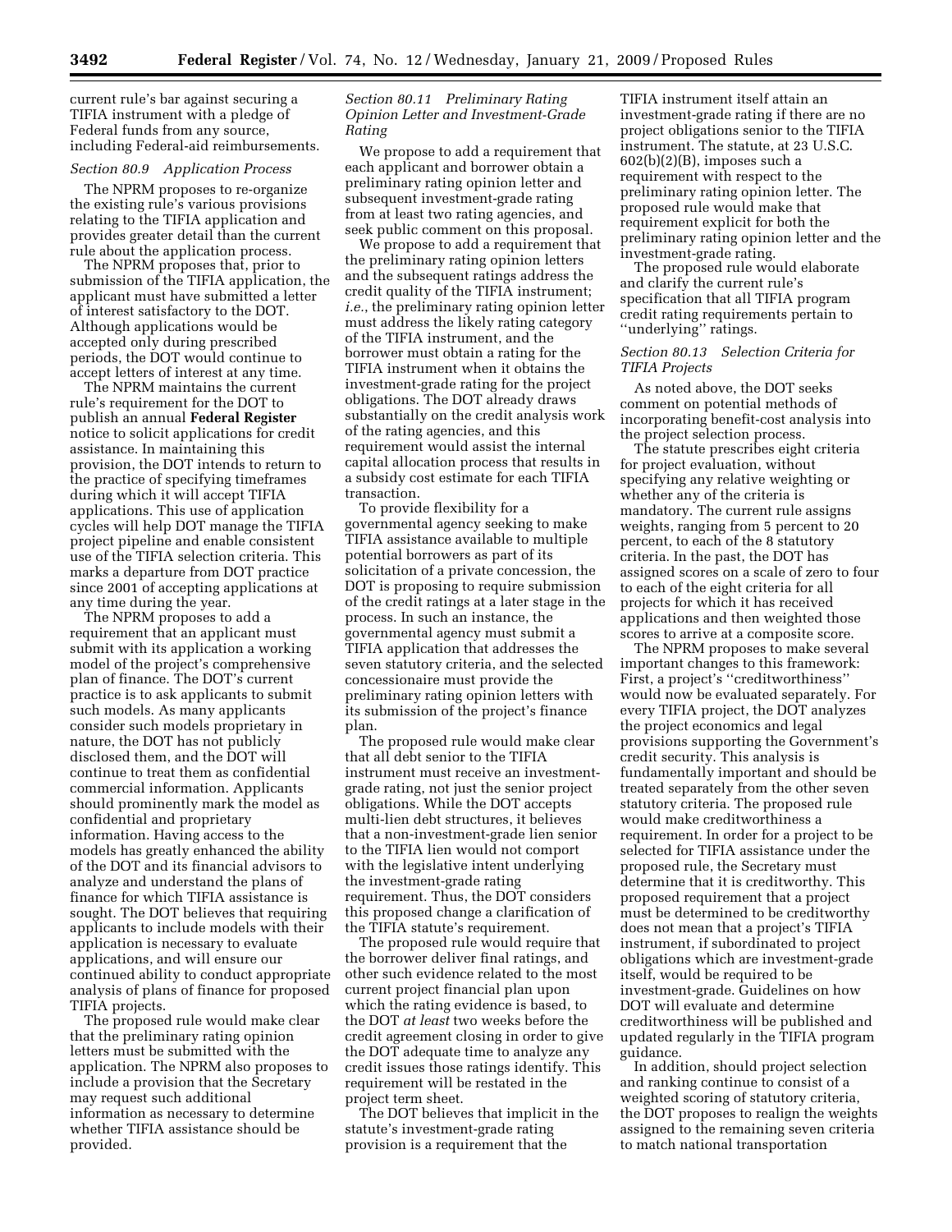current rule's bar against securing a TIFIA instrument with a pledge of Federal funds from any source, including Federal-aid reimbursements.

*Section 80.9 Application Process*

The NPRM proposes to re-organize the existing rule's various provisions relating to the TIFIA application and provides greater detail than the current rule about the application process.

The NPRM proposes that, prior to submission of the TIFIA application, the applicant must have submitted a letter of interest satisfactory to the DOT. Although applications would be accepted only during prescribed periods, the DOT would continue to accept letters of interest at any time.

The NPRM maintains the current rule's requirement for the DOT to publish an annual **Federal Register** notice to solicit applications for credit assistance. In maintaining this provision, the DOT intends to return to the practice of specifying timeframes during which it will accept TIFIA applications. This use of application cycles will help DOT manage the TIFIA project pipeline and enable consistent use of the TIFIA selection criteria. This marks a departure from DOT practice since 2001 of accepting applications at any time during the year.

The NPRM proposes to add a requirement that an applicant must submit with its application a working model of the project's comprehensive plan of finance. The DOT's current practice is to ask applicants to submit such models. As many applicants consider such models proprietary in nature, the DOT has not publicly disclosed them, and the DOT will continue to treat them as confidential commercial information. Applicants should prominently mark the model as confidential and proprietary information. Having access to the models has greatly enhanced the ability of the DOT and its financial advisors to analyze and understand the plans of finance for which TIFIA assistance is sought. The DOT believes that requiring applicants to include models with their application is necessary to evaluate applications, and will ensure our continued ability to conduct appropriate analysis of plans of finance for proposed TIFIA projects.

The proposed rule would make clear that the preliminary rating opinion letters must be submitted with the application. The NPRM also proposes to include a provision that the Secretary may request such additional information as necessary to determine whether TIFIA assistance should be provided.

*Section 80.11 Preliminary Rating Opinion Letter and Investment-Grade Rating*

We propose to add a requirement that each applicant and borrower obtain a preliminary rating opinion letter and subsequent investment-grade rating from at least two rating agencies, and seek public comment on this proposal.

We propose to add a requirement that the preliminary rating opinion letters and the subsequent ratings address the credit quality of the TIFIA instrument; *i.e.*, the preliminary rating opinion letter must address the likely rating category of the TIFIA instrument, and the borrower must obtain a rating for the TIFIA instrument when it obtains the investment-grade rating for the project obligations. The DOT already draws substantially on the credit analysis work of the rating agencies, and this requirement would assist the internal capital allocation process that results in a subsidy cost estimate for each TIFIA transaction.

To provide flexibility for a governmental agency seeking to make TIFIA assistance available to multiple potential borrowers as part of its solicitation of a private concession, the DOT is proposing to require submission of the credit ratings at a later stage in the process. In such an instance, the governmental agency must submit a TIFIA application that addresses the seven statutory criteria, and the selected concessionaire must provide the preliminary rating opinion letters with its submission of the project's finance plan.

The proposed rule would make clear that all debt senior to the TIFIA instrument must receive an investment-grade rating, not just the senior project obligations. While the DOT accepts multi-lien debt structures, it believes that a non-investment-grade lien senior to the TIFIA lien would not comport with the legislative intent underlying the investment-grade rating requirement. Thus, the DOT considers this proposed change a clarification of the TIFIA statute's requirement.

The proposed rule would require that the borrower deliver final ratings, and other such evidence related to the most current project financial plan upon which the rating evidence is based, to the DOT *at least* two weeks before the credit agreement closing in order to give the DOT adequate time to analyze any credit issues those ratings identify. This requirement will be restated in the project term sheet.

The DOT believes that implicit in the statute's investment-grade rating provision is a requirement that the TIFIA instrument itself attain an investment-grade rating if there are no project obligations senior to the TIFIA instrument. The statute, at 23 U.S.C. 602(b)(2)(B), imposes such a requirement with respect to the preliminary rating opinion letter. The proposed rule would make that requirement explicit for both the preliminary rating opinion letter and the investment-grade rating.

The proposed rule would elaborate and clarify the current rule's specification that all TIFIA program credit rating requirements pertain to "underlying" ratings.

*Section 80.13 Selection Criteria for TIFIA Projects*

As noted above, the DOT seeks comment on potential methods of incorporating benefit-cost analysis into the project selection process.

The statute prescribes eight criteria for project evaluation, without specifying any relative weighting or whether any of the criteria is mandatory. The current rule assigns weights, ranging from 5 percent to 20 percent, to each of the 8 statutory criteria. In the past, the DOT has assigned scores on a scale of zero to four to each of the eight criteria for all projects for which it has received applications and then weighted those scores to arrive at a composite score.

The NPRM proposes to make several important changes to this framework: First, a project's "creditworthiness" would now be evaluated separately. For every TIFIA project, the DOT analyzes the project economics and legal provisions supporting the Government's credit security. This analysis is fundamentally important and should be treated separately from the other seven statutory criteria. The proposed rule would make creditworthiness a requirement. In order for a project to be selected for TIFIA assistance under the proposed rule, the Secretary must determine that it is creditworthy. This proposed requirement that a project must be determined to be creditworthy does not mean that a project's TIFIA instrument, if subordinated to project obligations which are investment-grade itself, would be required to be investment-grade. Guidelines on how DOT will evaluate and determine creditworthiness will be published and updated regularly in the TIFIA program guidance.

In addition, should project selection and ranking continue to consist of a weighted scoring of statutory criteria, the DOT proposes to realign the weights assigned to the remaining seven criteria to match national transportation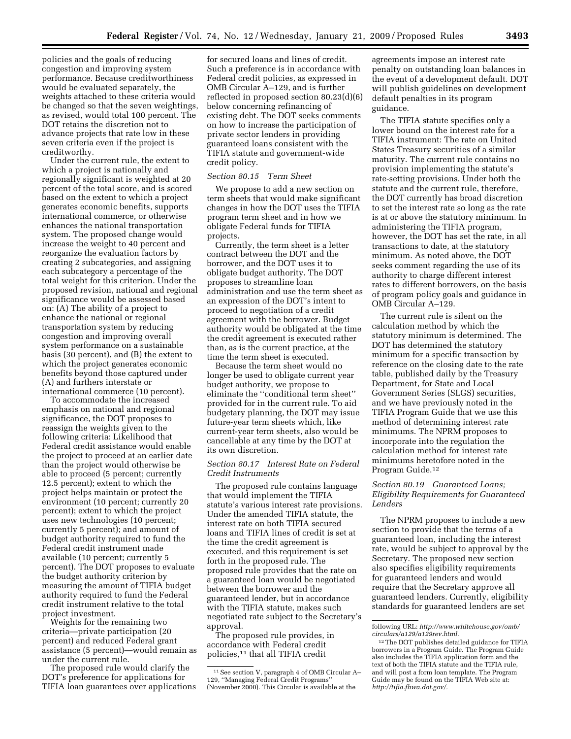policies and the goals of reducing congestion and improving system performance. Because creditworthiness would be evaluated separately, the weights attached to these criteria would be changed so that the seven weightings, as revised, would total 100 percent. The DOT retains the discretion not to advance projects that rate low in these seven criteria even if the project is creditworthy.

Under the current rule, the extent to which a project is nationally and regionally significant is weighted at 20 percent of the total score, and is scored based on the extent to which a project generates economic benefits, supports international commerce, or otherwise enhances the national transportation system. The proposed change would increase the weight to 40 percent and reorganize the evaluation factors by creating 2 subcategories, and assigning each subcategory a percentage of the total weight for this criterion. Under the proposed revision, national and regional significance would be assessed based on: (A) The ability of a project to enhance the national or regional transportation system by reducing congestion and improving overall system performance on a sustainable basis (30 percent), and (B) the extent to which the project generates economic benefits beyond those captured under (A) and furthers interstate or international commerce (10 percent).

To accommodate the increased emphasis on national and regional significance, the DOT proposes to reassign the weights given to the following criteria: Likelihood that Federal credit assistance would enable the project to proceed at an earlier date than the project would otherwise be able to proceed (5 percent; currently 12.5 percent); extent to which the project helps maintain or protect the environment (10 percent; currently 20 percent); extent to which the project uses new technologies (10 percent; currently 5 percent); and amount of budget authority required to fund the Federal credit instrument made available (10 percent; currently 5 percent). The DOT proposes to evaluate the budget authority criterion by measuring the amount of TIFIA budget authority required to fund the Federal credit instrument relative to the total project investment.

Weights for the remaining two criteria—private participation (20 percent) and reduced Federal grant assistance (5 percent)—would remain as under the current rule.

The proposed rule would clarify the DOT's preference for applications for TIFIA loan guarantees over applications for secured loans and lines of credit. Such a preference is in accordance with Federal credit policies, as expressed in OMB Circular A–129, and is further reflected in proposed section 80.23(d)(6) below concerning refinancing of existing debt. The DOT seeks comments on how to increase the participation of private sector lenders in providing guaranteed loans consistent with the TIFIA statute and government-wide credit policy.

*Section 80.15 Term Sheet*

We propose to add a new section on term sheets that would make significant changes in how the DOT uses the TIFIA program term sheet and in how we obligate Federal funds for TIFIA projects.

Currently, the term sheet is a letter contract between the DOT and the borrower, and the DOT uses it to obligate budget authority. The DOT proposes to streamline loan administration and use the term sheet as an expression of the DOT's intent to proceed to negotiation of a credit agreement with the borrower. Budget authority would be obligated at the time the credit agreement is executed rather than, as is the current practice, at the time the term sheet is executed.

Because the term sheet would no longer be used to obligate current year budget authority, we propose to eliminate the "conditional term sheet" provided for in the current rule. To aid budgetary planning, the DOT may issue future-year term sheets which, like current-year term sheets, also would be cancellable at any time by the DOT at its own discretion.

*Section 80.17 Interest Rate on Federal Credit Instruments*

The proposed rule contains language that would implement the TIFIA statute's various interest rate provisions. Under the amended TIFIA statute, the interest rate on both TIFIA secured loans and TIFIA lines of credit is set at the time the credit agreement is executed, and this requirement is set forth in the proposed rule. The proposed rule provides that the rate on a guaranteed loan would be negotiated between the borrower and the guaranteed lender, but in accordance with the TIFIA statute, makes such negotiated rate subject to the Secretary's approval.

The proposed rule provides, in accordance with Federal credit policies,[11] that all TIFIA credit agreements impose an interest rate penalty on outstanding loan balances in the event of a development default. DOT will publish guidelines on development default penalties in its program guidance.

The TIFIA statute specifies only a lower bound on the interest rate for a TIFIA instrument: The rate on United States Treasury securities of a similar maturity. The current rule contains no provision implementing the statute's rate-setting provisions. Under both the statute and the current rule, therefore, the DOT currently has broad discretion to set the interest rate so long as the rate is at or above the statutory minimum. In administering the TIFIA program, however, the DOT has set the rate, in all transactions to date, at the statutory minimum. As noted above, the DOT seeks comment regarding the use of its authority to charge different interest rates to different borrowers, on the basis of program policy goals and guidance in OMB Circular A–129.

The current rule is silent on the calculation method by which the statutory minimum is determined. The DOT has determined the statutory minimum for a specific transaction by reference on the closing date to the rate table, published daily by the Treasury Department, for State and Local Government Series (SLGS) securities, and we have previously noted in the TIFIA Program Guide that we use this method of determining interest rate minimums. The NPRM proposes to incorporate into the regulation the calculation method for interest rate minimums heretofore noted in the Program Guide.[12]

*Section 80.19 Guaranteed Loans; Eligibility Requirements for Guaranteed Lenders*

The NPRM proposes to include a new section to provide that the terms of a guaranteed loan, including the interest rate, would be subject to approval by the Secretary. The proposed new section also specifies eligibility requirements for guaranteed lenders and would require that the Secretary approve all guaranteed lenders. Currently, eligibility standards for guaranteed lenders are set

---

[11] See section V, paragraph 4 of OMB Circular A–129, "Managing Federal Credit Programs" (November 2000). This Circular is available at the following URL: *http://www.whitehouse.gov/omb/circulars/a129/a129rev.html.*

[12] The DOT publishes detailed guidance for TIFIA borrowers in a Program Guide. The Program Guide also includes the TIFIA application form and the text of both the TIFIA statute and the TIFIA rule, and will post a form loan template. The Program Guide may be found on the TIFIA Web site at: *http://tifia.fhwa.dot.gov/.*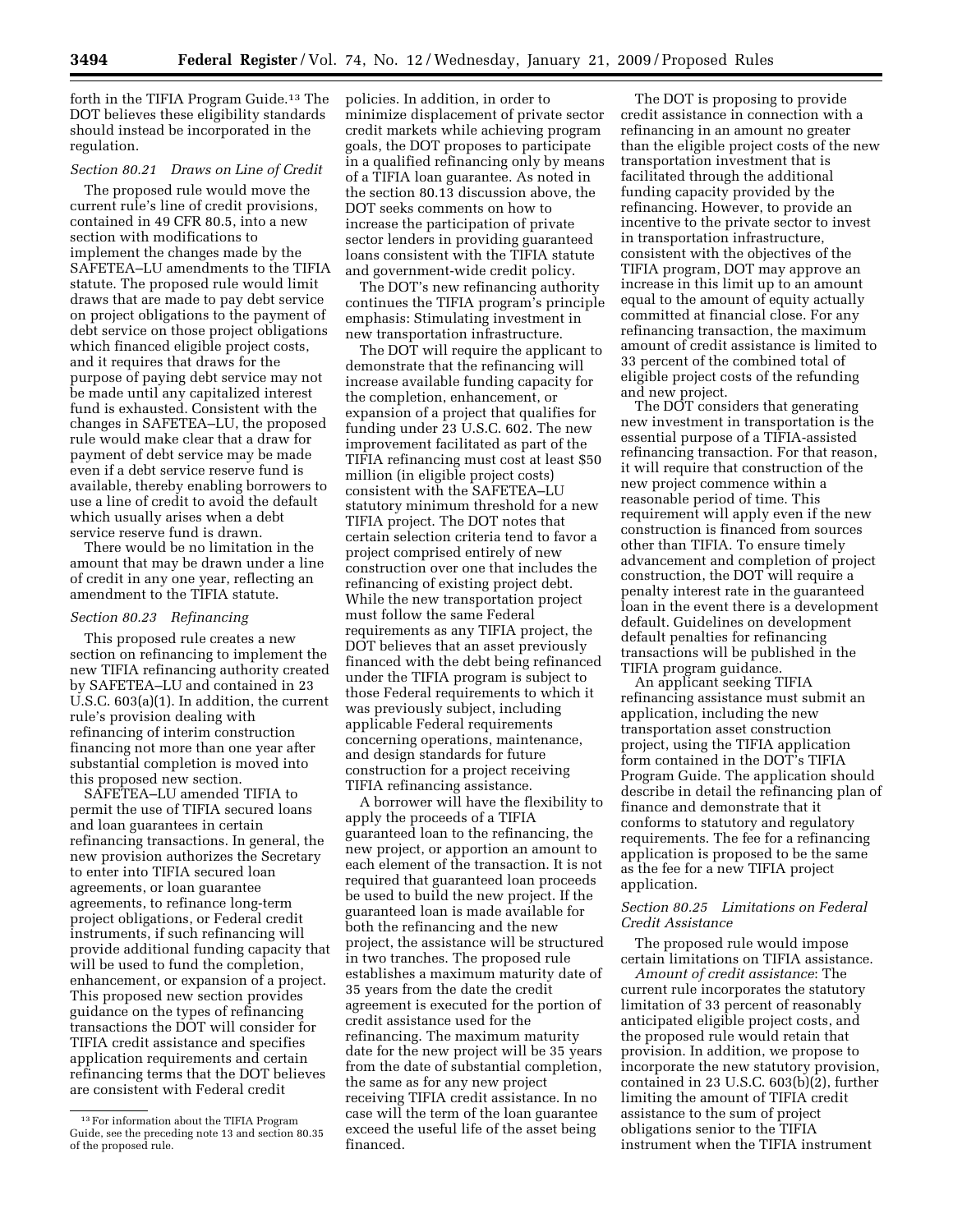forth in the TIFIA Program Guide.[13] The DOT believes these eligibility standards should instead be incorporated in the regulation.

*Section 80.21 Draws on Line of Credit*

The proposed rule would move the current rule's line of credit provisions, contained in 49 CFR 80.5, into a new section with modifications to implement the changes made by the SAFETEA–LU amendments to the TIFIA statute. The proposed rule would limit draws that are made to pay debt service on project obligations to the payment of debt service on those project obligations which financed eligible project costs, and it requires that draws for the purpose of paying debt service may not be made until any capitalized interest fund is exhausted. Consistent with the changes in SAFETEA–LU, the proposed rule would make clear that a draw for payment of debt service may be made even if a debt service reserve fund is available, thereby enabling borrowers to use a line of credit to avoid the default which usually arises when a debt service reserve fund is drawn.

There would be no limitation in the amount that may be drawn under a line of credit in any one year, reflecting an amendment to the TIFIA statute.

*Section 80.23 Refinancing*

This proposed rule creates a new section on refinancing to implement the new TIFIA refinancing authority created by SAFETEA–LU and contained in 23 U.S.C. 603(a)(1). In addition, the current rule's provision dealing with refinancing of interim construction financing not more than one year after substantial completion is moved into this proposed new section.

SAFETEA–LU amended TIFIA to permit the use of TIFIA secured loans and loan guarantees in certain refinancing transactions. In general, the new provision authorizes the Secretary to enter into TIFIA secured loan agreements, or loan guarantee agreements, to refinance long-term project obligations, or Federal credit instruments, if such refinancing will provide additional funding capacity that will be used to fund the completion, enhancement, or expansion of a project. This proposed new section provides guidance on the types of refinancing transactions the DOT will consider for TIFIA credit assistance and specifies application requirements and certain refinancing terms that the DOT believes are consistent with Federal credit policies. In addition, in order to minimize displacement of private sector credit markets while achieving program goals, the DOT proposes to participate in a qualified refinancing only by means of a TIFIA loan guarantee. As noted in the section 80.13 discussion above, the DOT seeks comments on how to increase the participation of private sector lenders in providing guaranteed loans consistent with the TIFIA statute and government-wide credit policy.

The DOT's new refinancing authority continues the TIFIA program's principle emphasis: Stimulating investment in new transportation infrastructure.

The DOT will require the applicant to demonstrate that the refinancing will increase available funding capacity for the completion, enhancement, or expansion of a project that qualifies for funding under 23 U.S.C. 602. The new improvement facilitated as part of the TIFIA refinancing must cost at least $50 million (in eligible project costs) consistent with the SAFETEA–LU statutory minimum threshold for a new TIFIA project. The DOT notes that certain selection criteria tend to favor a project comprised entirely of new construction over one that includes the refinancing of existing project debt. While the new transportation project must follow the same Federal requirements as any TIFIA project, the DOT believes that an asset previously financed with the debt being refinanced under the TIFIA program is subject to those Federal requirements to which it was previously subject, including applicable Federal requirements concerning operations, maintenance, and design standards for future construction for a project receiving TIFIA refinancing assistance.

A borrower will have the flexibility to apply the proceeds of a TIFIA guaranteed loan to the refinancing, the new project, or apportion an amount to each element of the transaction. It is not required that guaranteed loan proceeds be used to build the new project. If the guaranteed loan is made available for both the refinancing and the new project, the assistance will be structured in two tranches. The proposed rule establishes a maximum maturity date of 35 years from the date the credit agreement is executed for the portion of credit assistance used for the refinancing. The maximum maturity date for the new project will be 35 years from the date of substantial completion, the same as for any new project receiving TIFIA credit assistance. In no case will the term of the loan guarantee exceed the useful life of the asset being financed.

The DOT is proposing to provide credit assistance in connection with a refinancing in an amount no greater than the eligible project costs of the new transportation investment that is facilitated through the additional funding capacity provided by the refinancing. However, to provide an incentive to the private sector to invest in transportation infrastructure, consistent with the objectives of the TIFIA program, DOT may approve an increase in this limit up to an amount equal to the amount of equity actually committed at financial close. For any refinancing transaction, the maximum amount of credit assistance is limited to 33 percent of the combined total of eligible project costs of the refunding and new project.

The DOT considers that generating new investment in transportation is the essential purpose of a TIFIA-assisted refinancing transaction. For that reason, it will require that construction of the new project commence within a reasonable period of time. This requirement will apply even if the new construction is financed from sources other than TIFIA. To ensure timely advancement and completion of project construction, the DOT will require a penalty interest rate in the guaranteed loan in the event there is a development default. Guidelines on development default penalties for refinancing transactions will be published in the TIFIA program guidance.

An applicant seeking TIFIA refinancing assistance must submit an application, including the new transportation asset construction project, using the TIFIA application form contained in the DOT's TIFIA Program Guide. The application should describe in detail the refinancing plan of finance and demonstrate that it conforms to statutory and regulatory requirements. The fee for a refinancing application is proposed to be the same as the fee for a new TIFIA project application.

*Section 80.25 Limitations on Federal Credit Assistance*

The proposed rule would impose certain limitations on TIFIA assistance.

*Amount of credit assistance*: The current rule incorporates the statutory limitation of 33 percent of reasonably anticipated eligible project costs, and the proposed rule would retain that provision. In addition, we propose to incorporate the new statutory provision, contained in 23 U.S.C. 603(b)(2), further limiting the amount of TIFIA credit assistance to the sum of project obligations senior to the TIFIA instrument when the TIFIA instrument

---

[13] For information about the TIFIA Program Guide, see the preceding note 13 and section 80.35 of the proposed rule.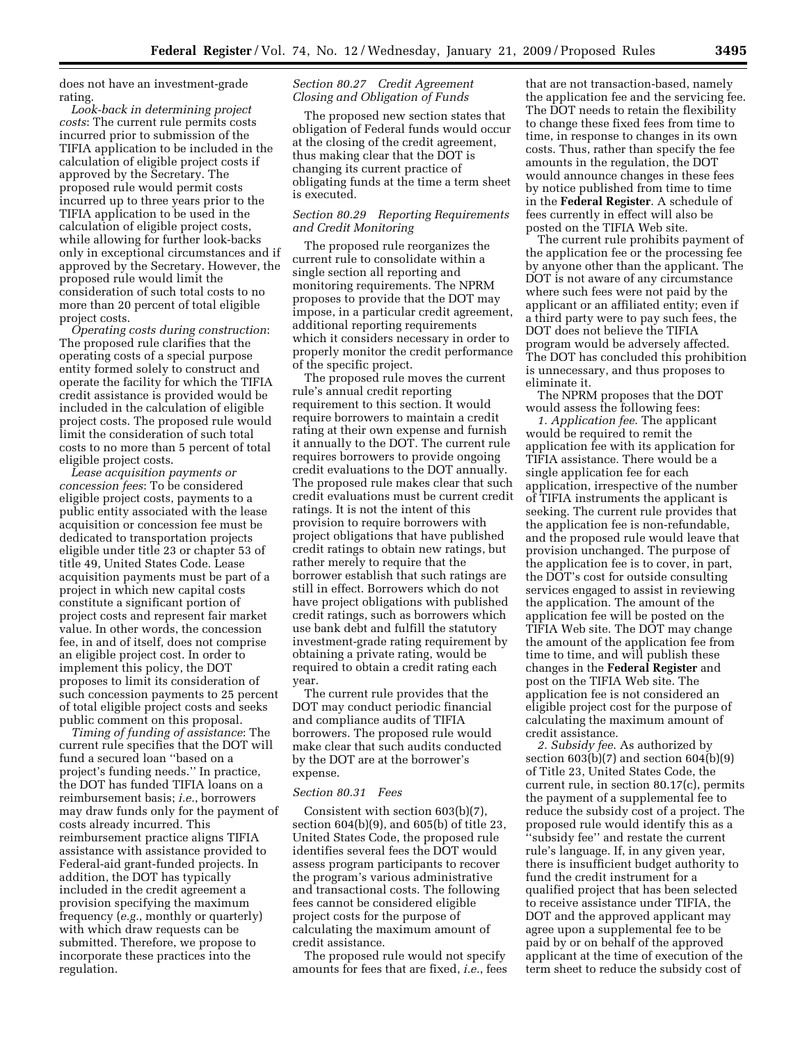does not have an investment-grade rating.

*Look-back in determining project costs*: The current rule permits costs incurred prior to submission of the TIFIA application to be included in the calculation of eligible project costs if approved by the Secretary. The proposed rule would permit costs incurred up to three years prior to the TIFIA application to be used in the calculation of eligible project costs, while allowing for further look-backs only in exceptional circumstances and if approved by the Secretary. However, the proposed rule would limit the consideration of such total costs to no more than 20 percent of total eligible project costs.

*Operating costs during construction*: The proposed rule clarifies that the operating costs of a special purpose entity formed solely to construct and operate the facility for which the TIFIA credit assistance is provided would be included in the calculation of eligible project costs. The proposed rule would limit the consideration of such total costs to no more than 5 percent of total eligible project costs.

*Lease acquisition payments or concession fees*: To be considered eligible project costs, payments to a public entity associated with the lease acquisition or concession fee must be dedicated to transportation projects eligible under title 23 or chapter 53 of title 49, United States Code. Lease acquisition payments must be part of a project in which new capital costs constitute a significant portion of project costs and represent fair market value. In other words, the concession fee, in and of itself, does not comprise an eligible project cost. In order to implement this policy, the DOT proposes to limit its consideration of such concession payments to 25 percent of total eligible project costs and seeks public comment on this proposal.

*Timing of funding of assistance*: The current rule specifies that the DOT will fund a secured loan "based on a project's funding needs." In practice, the DOT has funded TIFIA loans on a reimbursement basis; *i.e.*, borrowers may draw funds only for the payment of costs already incurred. This reimbursement practice aligns TIFIA assistance with assistance provided to Federal-aid grant-funded projects. In addition, the DOT has typically included in the credit agreement a provision specifying the maximum frequency (*e.g.*, monthly or quarterly) with which draw requests can be submitted. Therefore, we propose to incorporate these practices into the regulation.

*Section 80.27 Credit Agreement Closing and Obligation of Funds*

The proposed new section states that obligation of Federal funds would occur at the closing of the credit agreement, thus making clear that the DOT is changing its current practice of obligating funds at the time a term sheet is executed.

*Section 80.29 Reporting Requirements and Credit Monitoring*

The proposed rule reorganizes the current rule to consolidate within a single section all reporting and monitoring requirements. The NPRM proposes to provide that the DOT may impose, in a particular credit agreement, additional reporting requirements which it considers necessary in order to properly monitor the credit performance of the specific project.

The proposed rule moves the current rule's annual credit reporting requirement to this section. It would require borrowers to maintain a credit rating at their own expense and furnish it annually to the DOT. The current rule requires borrowers to provide ongoing credit evaluations to the DOT annually. The proposed rule makes clear that such credit evaluations must be current credit ratings. It is not the intent of this provision to require borrowers with project obligations that have published credit ratings to obtain new ratings, but rather merely to require that the borrower establish that such ratings are still in effect. Borrowers which do not have project obligations with published credit ratings, such as borrowers which use bank debt and fulfill the statutory investment-grade rating requirement by obtaining a private rating, would be required to obtain a credit rating each year.

The current rule provides that the DOT may conduct periodic financial and compliance audits of TIFIA borrowers. The proposed rule would make clear that such audits conducted by the DOT are at the borrower's expense.

*Section 80.31 Fees*

Consistent with section 603(b)(7), section 604(b)(9), and 605(b) of title 23, United States Code, the proposed rule identifies several fees the DOT would assess program participants to recover the program's various administrative and transactional costs. The following fees cannot be considered eligible project costs for the purpose of calculating the maximum amount of credit assistance.

The proposed rule would not specify amounts for fees that are fixed, *i.e.*, fees that are not transaction-based, namely the application fee and the servicing fee. The DOT needs to retain the flexibility to change these fixed fees from time to time, in response to changes in its own costs. Thus, rather than specify the fee amounts in the regulation, the DOT would announce changes in these fees by notice published from time to time in the **Federal Register**. A schedule of fees currently in effect will also be posted on the TIFIA Web site.

The current rule prohibits payment of the application fee or the processing fee by anyone other than the applicant. The DOT is not aware of any circumstance where such fees were not paid by the applicant or an affiliated entity; even if a third party were to pay such fees, the DOT does not believe the TIFIA program would be adversely affected. The DOT has concluded this prohibition is unnecessary, and thus proposes to eliminate it.

The NPRM proposes that the DOT would assess the following fees:

*1. Application fee*. The applicant would be required to remit the application fee with its application for TIFIA assistance. There would be a single application fee for each application, irrespective of the number of TIFIA instruments the applicant is seeking. The current rule provides that the application fee is non-refundable, and the proposed rule would leave that provision unchanged. The purpose of the application fee is to cover, in part, the DOT's cost for outside consulting services engaged to assist in reviewing the application. The amount of the application fee will be posted on the TIFIA Web site. The DOT may change the amount of the application fee from time to time, and will publish these changes in the **Federal Register** and post on the TIFIA Web site. The application fee is not considered an eligible project cost for the purpose of calculating the maximum amount of credit assistance.

*2. Subsidy fee*. As authorized by section 603(b)(7) and section 604(b)(9) of Title 23, United States Code, the current rule, in section 80.17(c), permits the payment of a supplemental fee to reduce the subsidy cost of a project. The proposed rule would identify this as a "subsidy fee" and restate the current rule's language. If, in any given year, there is insufficient budget authority to fund the credit instrument for a qualified project that has been selected to receive assistance under TIFIA, the DOT and the approved applicant may agree upon a supplemental fee to be paid by or on behalf of the approved applicant at the time of execution of the term sheet to reduce the subsidy cost of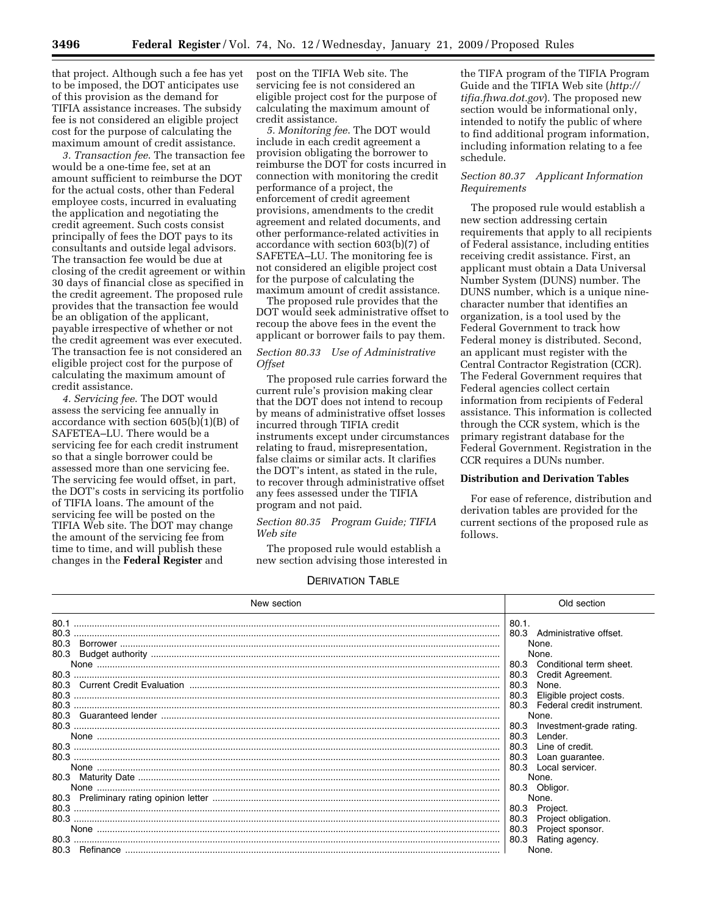that project. Although such a fee has yet to be imposed, the DOT anticipates use of this provision as the demand for TIFIA assistance increases. The subsidy fee is not considered an eligible project cost for the purpose of calculating the maximum amount of credit assistance.

*3. Transaction fee*. The transaction fee would be a one-time fee, set at an amount sufficient to reimburse the DOT for the actual costs, other than Federal employee costs, incurred in evaluating the application and negotiating the credit agreement. Such costs consist principally of fees the DOT pays to its consultants and outside legal advisors. The transaction fee would be due at closing of the credit agreement or within 30 days of financial close as specified in the credit agreement. The proposed rule provides that the transaction fee would be an obligation of the applicant, payable irrespective of whether or not the credit agreement was ever executed. The transaction fee is not considered an eligible project cost for the purpose of calculating the maximum amount of credit assistance.

*4. Servicing fee*. The DOT would assess the servicing fee annually in accordance with section 605(b)(1)(B) of SAFETEA–LU. There would be a servicing fee for each credit instrument so that a single borrower could be assessed more than one servicing fee. The servicing fee would offset, in part, the DOT's costs in servicing its portfolio of TIFIA loans. The amount of the servicing fee will be posted on the TIFIA Web site. The DOT may change the amount of the servicing fee from time to time, and will publish these changes in the **Federal Register** and post on the TIFIA Web site. The servicing fee is not considered an eligible project cost for the purpose of calculating the maximum amount of credit assistance.

*5. Monitoring fee*. The DOT would include in each credit agreement a provision obligating the borrower to reimburse the DOT for costs incurred in connection with monitoring the credit performance of a project, the enforcement of credit agreement provisions, amendments to the credit agreement and related documents, and other performance-related activities in accordance with section 603(b)(7) of SAFETEA–LU. The monitoring fee is not considered an eligible project cost for the purpose of calculating the maximum amount of credit assistance.

The proposed rule provides that the DOT would seek administrative offset to recoup the above fees in the event the applicant or borrower fails to pay them.

*Section 80.33 Use of Administrative Offset*

The proposed rule carries forward the current rule's provision making clear that the DOT does not intend to recoup by means of administrative offset losses incurred through TIFIA credit instruments except under circumstances relating to fraud, misrepresentation, false claims or similar acts. It clarifies the DOT's intent, as stated in the rule, to recover through administrative offset any fees assessed under the TIFIA program and not paid.

*Section 80.35 Program Guide; TIFIA Web site*

The proposed rule would establish a new section advising those interested in the TIFA program of the TIFIA Program Guide and the TIFIA Web site (*http://tifia.fhwa.dot.gov*). The proposed new section would be informational only, intended to notify the public of where to find additional program information, including information relating to a fee schedule.

*Section 80.37 Applicant Information Requirements*

The proposed rule would establish a new section addressing certain requirements that apply to all recipients of Federal assistance, including entities receiving credit assistance. First, an applicant must obtain a Data Universal Number System (DUNS) number. The DUNS number, which is a unique nine-character number that identifies an organization, is a tool used by the Federal Government to track how Federal money is distributed. Second, an applicant must register with the Central Contractor Registration (CCR). The Federal Government requires that Federal agencies collect certain information from recipients of Federal assistance. This information is collected through the CCR system, which is the primary registrant database for the Federal Government. Registration in the CCR requires a DUNs number.

**Distribution and Derivation Tables**

For ease of reference, distribution and derivation tables are provided for the current sections of the proposed rule as follows.

DERIVATION TABLE

| New section | Old section |
|---|---|
| 80.1 | 80.1. |
| 80.3 | 80.3 Administrative offset. |
| 80.3 Borrower | None. |
| 80.3 Budget authority | None. |
| None | 80.3 Conditional term sheet. |
| 80.3 | 80.3 Credit Agreement. |
| 80.3 Current Credit Evaluation | 80.3 None. |
| 80.3 | 80.3 Eligible project costs. |
| 80.3 | 80.3 Federal credit instrument. |
| 80.3 Guaranteed lender | None. |
| 80.3 | 80.3 Investment-grade rating. |
| None | 80.3 Lender. |
| 80.3 | 80.3 Line of credit. |
| 80.3 | 80.3 Loan guarantee. |
| None | 80.3 Local servicer. |
| 80.3 Maturity Date | None. |
| None | 80.3 Obligor. |
| 80.3 Preliminary rating opinion letter | None. |
| 80.3 | 80.3 Project. |
| 80.3 | 80.3 Project obligation. |
| None | 80.3 Project sponsor. |
| 80.3 | 80.3 Rating agency. |
| 80.3 Refinance | None. |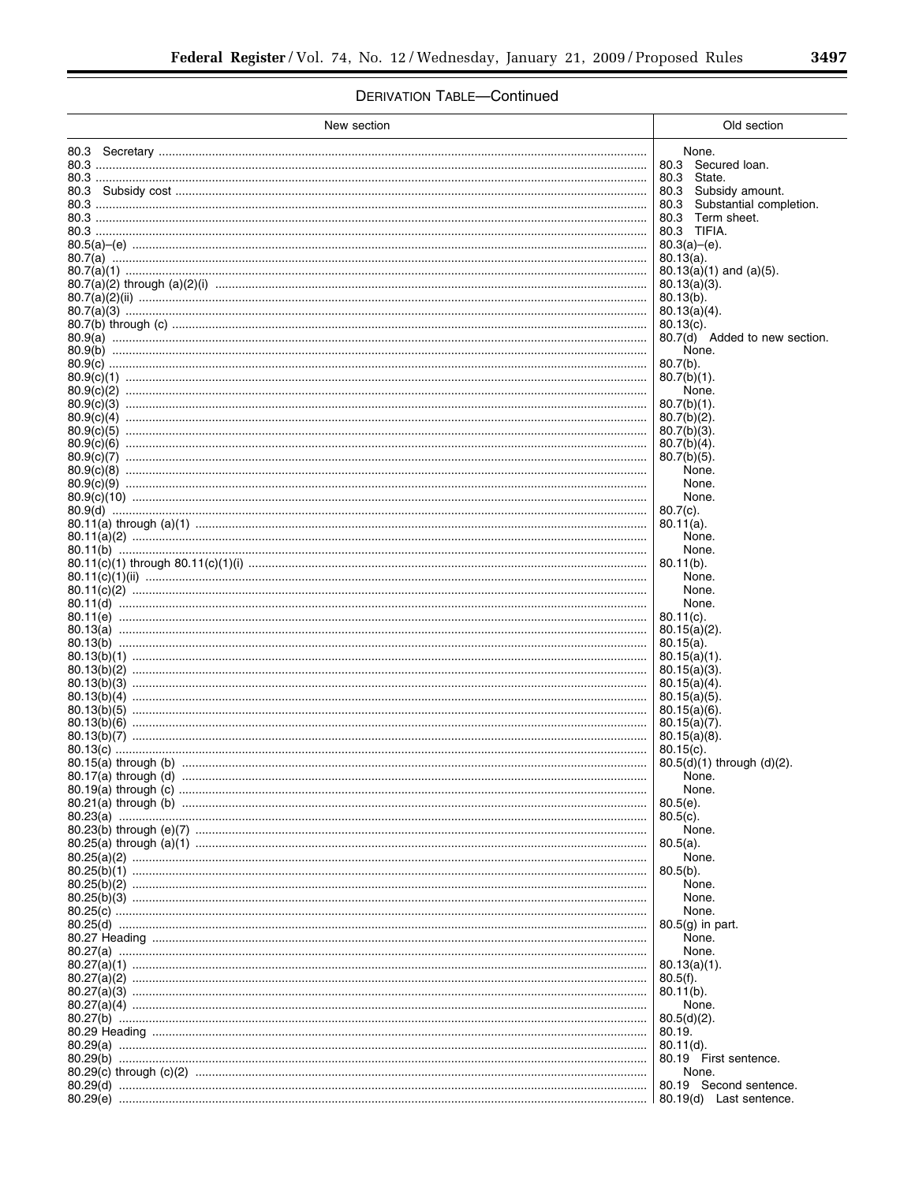DERIVATION TABLE—Continued

| New section | Old section |
|---|---|
| 80.3 Secretary | None. |
| 80.3 | 80.3 Secured loan. |
| 80.3 | 80.3 State. |
| 80.3 Subsidy cost | 80.3 Subsidy amount. |
| 80.3 | 80.3 Substantial completion. |
| 80.3 | 80.3 Term sheet. |
| 80.3 | 80.3 TIFIA. |
| 80.5(a)–(e) | 80.3(a)–(e). |
| 80.7(a) | 80.13(a). |
| 80.7(a)(1) | 80.13(a)(1) and (a)(5). |
| 80.7(a)(2) through (a)(2)(i) | 80.13(a)(3). |
| 80.7(a)(2)(ii) | 80.13(b). |
| 80.7(a)(3) | 80.13(a)(4). |
| 80.7(b) through (c) | 80.13(c). |
| 80.9(a) | 80.7(d) Added to new section. |
| 80.9(b) | None. |
| 80.9(c) | 80.7(b). |
| 80.9(c)(1) | 80.7(b)(1). |
| 80.9(c)(2) | None. |
| 80.9(c)(3) | 80.7(b)(1). |
| 80.9(c)(4) | 80.7(b)(2). |
| 80.9(c)(5) | 80.7(b)(3). |
| 80.9(c)(6) | 80.7(b)(4). |
| 80.9(c)(7) | 80.7(b)(5). |
| 80.9(c)(8) | None. |
| 80.9(c)(9) | None. |
| 80.9(c)(10) | None. |
| 80.9(d) | 80.7(c). |
| 80.11(a) through (a)(1) | 80.11(a). |
| 80.11(a)(2) | None. |
| 80.11(b) | None. |
| 80.11(c)(1) through 80.11(c)(1)(i) | 80.11(b). |
| 80.11(c)(1)(ii) | None. |
| 80.11(c)(2) | None. |
| 80.11(d) | None. |
| 80.11(e) | 80.11(c). |
| 80.13(a) | 80.15(a)(2). |
| 80.13(b) | 80.15(a). |
| 80.13(b)(1) | 80.15(a)(1). |
| 80.13(b)(2) | 80.15(a)(3). |
| 80.13(b)(3) | 80.15(a)(4). |
| 80.13(b)(4) | 80.15(a)(5). |
| 80.13(b)(5) | 80.15(a)(6). |
| 80.13(b)(6) | 80.15(a)(7). |
| 80.13(b)(7) | 80.15(a)(8). |
| 80.13(c) | 80.15(c). |
| 80.15(a) through (b) | 80.5(d)(1) through (d)(2). |
| 80.17(a) through (d) | None. |
| 80.19(a) through (c) | None. |
| 80.21(a) through (b) | 80.5(e). |
| 80.23(a) | 80.5(c). |
| 80.23(b) through (e)(7) | None. |
| 80.25(a) through (a)(1) | 80.5(a). |
| 80.25(a)(2) | None. |
| 80.25(b)(1) | 80.5(b). |
| 80.25(b)(2) | None. |
| 80.25(b)(3) | None. |
| 80.25(c) | None. |
| 80.25(d) | 80.5(g) in part. |
| 80.27 Heading | None. |
| 80.27(a) | None. |
| 80.27(a)(1) | 80.13(a)(1). |
| 80.27(a)(2) | 80.5(f). |
| 80.27(a)(3) | 80.11(b). |
| 80.27(a)(4) | None. |
| 80.27(b) | 80.5(d)(2). |
| 80.29 Heading | 80.19. |
| 80.29(a) | 80.11(d). |
| 80.29(b) | 80.19 First sentence. |
| 80.29(c) through (c)(2) | None. |
| 80.29(d) | 80.19 Second sentence. |
| 80.29(e) | 80.19(d) Last sentence. |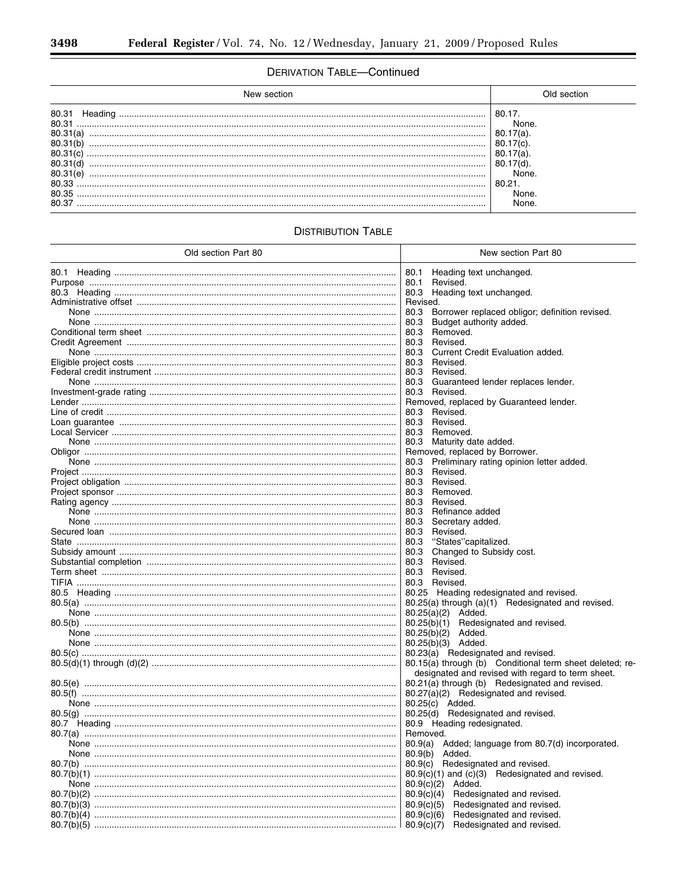### DERIVATION TABLE—Continued

| New section | Old section |
| --- | --- |
| 80.31 Heading | 80.17. |
| 80.31 | None. |
| 80.31(a) | 80.17(a). |
| 80.31(b) | 80.17(c). |
| 80.31(c) | 80.17(a). |
| 80.31(d) | 80.17(d). |
| 80.31(e) | None. |
| 80.33 | 80.21. |
| 80.35 | None. |
| 80.37 | None. |

### DISTRIBUTION TABLE

| Old section Part 80 | New section Part 80 |
| --- | --- |
| 80.1 Heading | 80.1 Heading text unchanged. |
| Purpose | 80.1 Revised. |
| 80.3 Heading | 80.3 Heading text unchanged. |
| Administrative offset | Revised. |
| None | 80.3 Borrower replaced obligor; definition revised. |
| None | 80.3 Budget authority added. |
| Conditional term sheet | 80.3 Removed. |
| Credit Agreement | 80.3 Revised. |
| None | 80.3 Current Credit Evaluation added. |
| Eligible project costs | 80.3 Revised. |
| Federal credit instrument | 80.3 Revised. |
| None | 80.3 Guaranteed lender replaces lender. |
| Investment-grade rating | 80.3 Revised. |
| Lender | Removed, replaced by Guaranteed lender. |
| Line of credit | 80.3 Revised. |
| Loan guarantee | 80.3 Revised. |
| Local Servicer | 80.3 Removed. |
| None | 80.3 Maturity date added. |
| Obligor | Removed, replaced by Borrower. |
| None | 80.3 Preliminary rating opinion letter added. |
| Project | 80.3 Revised. |
| Project obligation | 80.3 Revised. |
| Project sponsor | 80.3 Removed. |
| Rating agency | 80.3 Revised. |
| None | 80.3 Refinance added |
| None | 80.3 Secretary added. |
| Secured loan | 80.3 Revised. |
| State | 80.3 "States"capitalized. |
| Subsidy amount | 80.3 Changed to Subsidy cost. |
| Substantial completion | 80.3 Revised. |
| Term sheet | 80.3 Revised. |
| TIFIA | 80.3 Revised. |
| 80.5 Heading | 80.25 Heading redesignated and revised. |
| 80.5(a) | 80.25(a) through (a)(1) Redesignated and revised. |
| None | 80.25(a)(2) Added. |
| 80.5(b) | 80.25(b)(1) Redesignated and revised. |
| None | 80.25(b)(2) Added. |
| None | 80.25(b)(3) Added. |
| 80.5(c) | 80.23(a) Redesignated and revised. |
| 80.5(d)(1) through (d)(2) | 80.15(a) through (b) Conditional term sheet deleted; redesignated and revised with regard to term sheet. |
| 80.5(e) | 80.21(a) through (b) Redesignated and revised. |
| 80.5(f) | 80.27(a)(2) Redesignated and revised. |
| None | 80.25(c) Added. |
| 80.5(g) | 80.25(d) Redesignated and revised. |
| 80.7 Heading | 80.9 Heading redesignated. |
| 80.7(a) | Removed. |
| None | 80.9(a) Added; language from 80.7(d) incorporated. |
| None | 80.9(b) Added. |
| 80.7(b) | 80.9(c) Redesignated and revised. |
| 80.7(b)(1) | 80.9(c)(1) and (c)(3) Redesignated and revised. |
| None | 80.9(c)(2) Added. |
| 80.7(b)(2) | 80.9(c)(4) Redesignated and revised. |
| 80.7(b)(3) | 80.9(c)(5) Redesignated and revised. |
| 80.7(b)(4) | 80.9(c)(6) Redesignated and revised. |
| 80.7(b)(5) | 80.9(c)(7) Redesignated and revised. |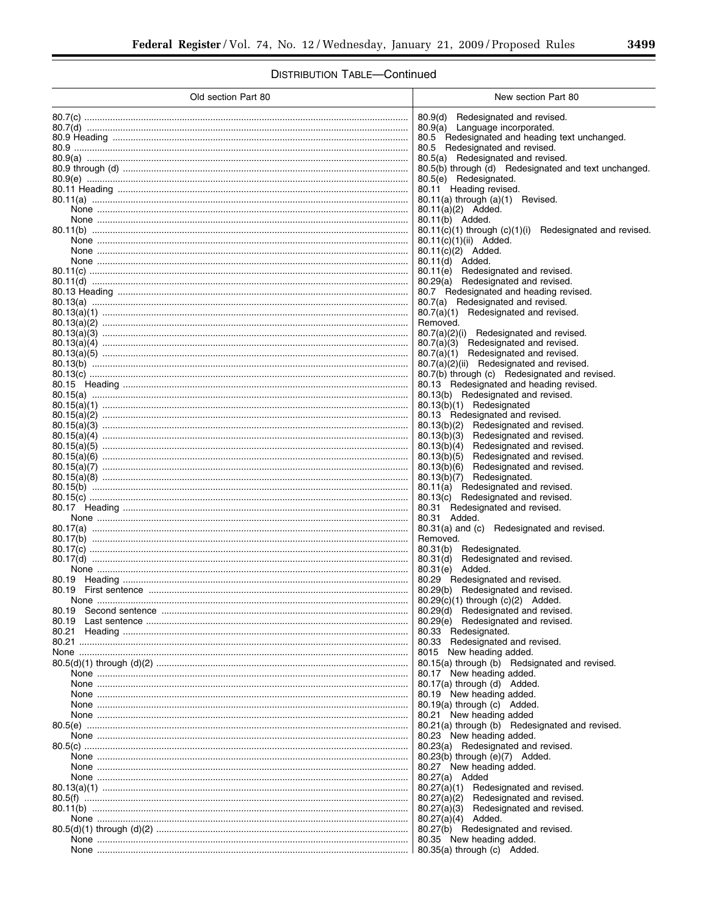## DISTRIBUTION TABLE—Continued

| Old section Part 80 | New section Part 80 |
|---|---|
| 80.7(c) | 80.9(d) Redesignated and revised. |
| 80.7(d) | 80.9(a) Language incorporated. |
| 80.9 Heading | 80.5 Redesignated and heading text unchanged. |
| 80.9 | 80.5 Redesignated and revised. |
| 80.9(a) | 80.5(a) Redesignated and revised. |
| 80.9 through (d) | 80.5(b) through (d) Redesignated and text unchanged. |
| 80.9(e) | 80.5(e) Redesignated. |
| 80.11 Heading | 80.11 Heading revised. |
| 80.11(a) | 80.11(a) through (a)(1) Revised. |
| None | 80.11(a)(2) Added. |
| None | 80.11(b) Added. |
| 80.11(b) | 80.11(c)(1) through (c)(1)(i) Redesignated and revised. |
| None | 80.11(c)(1)(ii) Added. |
| None | 80.11(c)(2) Added. |
| None | 80.11(d) Added. |
| 80.11(c) | 80.11(e) Redesignated and revised. |
| 80.11(d) | 80.29(a) Redesignated and revised. |
| 80.13 Heading | 80.7 Redesignated and heading revised. |
| 80.13(a) | 80.7(a) Redesignated and revised. |
| 80.13(a)(1) | 80.7(a)(1) Redesignated and revised. |
| 80.13(a)(2) | Removed. |
| 80.13(a)(3) | 80.7(a)(2)(i) Redesignated and revised. |
| 80.13(a)(4) | 80.7(a)(3) Redesignated and revised. |
| 80.13(a)(5) | 80.7(a)(1) Redesignated and revised. |
| 80.13(b) | 80.7(a)(2)(ii) Redesignated and revised. |
| 80.13(c) | 80.7(b) through (c) Redesignated and revised. |
| 80.15 Heading | 80.13 Redesignated and heading revised. |
| 80.15(a) | 80.13(b) Redesignated and revised. |
| 80.15(a)(1) | 80.13(b)(1) Redesignated |
| 80.15(a)(2) | 80.13 Redesignated and revised. |
| 80.15(a)(3) | 80.13(b)(2) Redesignated and revised. |
| 80.15(a)(4) | 80.13(b)(3) Redesignated and revised. |
| 80.15(a)(5) | 80.13(b)(4) Redesignated and revised. |
| 80.15(a)(6) | 80.13(b)(5) Redesignated and revised. |
| 80.15(a)(7) | 80.13(b)(6) Redesignated and revised. |
| 80.15(a)(8) | 80.13(b)(7) Redesignated. |
| 80.15(b) | 80.11(a) Redesignated and revised. |
| 80.15(c) | 80.13(c) Redesignated and revised. |
| 80.17 Heading | 80.31 Redesignated and revised. |
| None | 80.31 Added. |
| 80.17(a) | 80.31(a) and (c) Redesignated and revised. |
| 80.17(b) | Removed. |
| 80.17(c) | 80.31(b) Redesignated. |
| 80.17(d) | 80.31(d) Redesignated and revised. |
| None | 80.31(e) Added. |
| 80.19 Heading | 80.29 Redesignated and revised. |
| 80.19 First sentence | 80.29(b) Redesignated and revised. |
| None | 80.29(c)(1) through (c)(2) Added. |
| 80.19 Second sentence | 80.29(d) Redesignated and revised. |
| 80.19 Last sentence | 80.29(e) Redesignated and revised. |
| 80.21 Heading | 80.33 Redesignated. |
| 80.21 | 80.33 Redesignated and revised. |
| None | 8015 New heading added. |
| 80.5(d)(1) through (d)(2) | 80.15(a) through (b) Redsignated and revised. |
| None | 80.17 New heading added. |
| None | 80.17(a) through (d) Added. |
| None | 80.19 New heading added. |
| None | 80.19(a) through (c) Added. |
| None | 80.21 New heading added |
| 80.5(e) | 80.21(a) through (b) Redesignated and revised. |
| None | 80.23 New heading added. |
| 80.5(c) | 80.23(a) Redesignated and revised. |
| None | 80.23(b) through (e)(7) Added. |
| None | 80.27 New heading added. |
| None | 80.27(a) Added |
| 80.13(a)(1) | 80.27(a)(1) Redesignated and revised. |
| 80.5(f) | 80.27(a)(2) Redesignated and revised. |
| 80.11(b) | 80.27(a)(3) Redesignated and revised. |
| None | 80.27(a)(4) Added. |
| 80.5(d)(1) through (d)(2) | 80.27(b) Redesignated and revised. |
| None | 80.35 New heading added. |
| None | 80.35(a) through (c) Added. |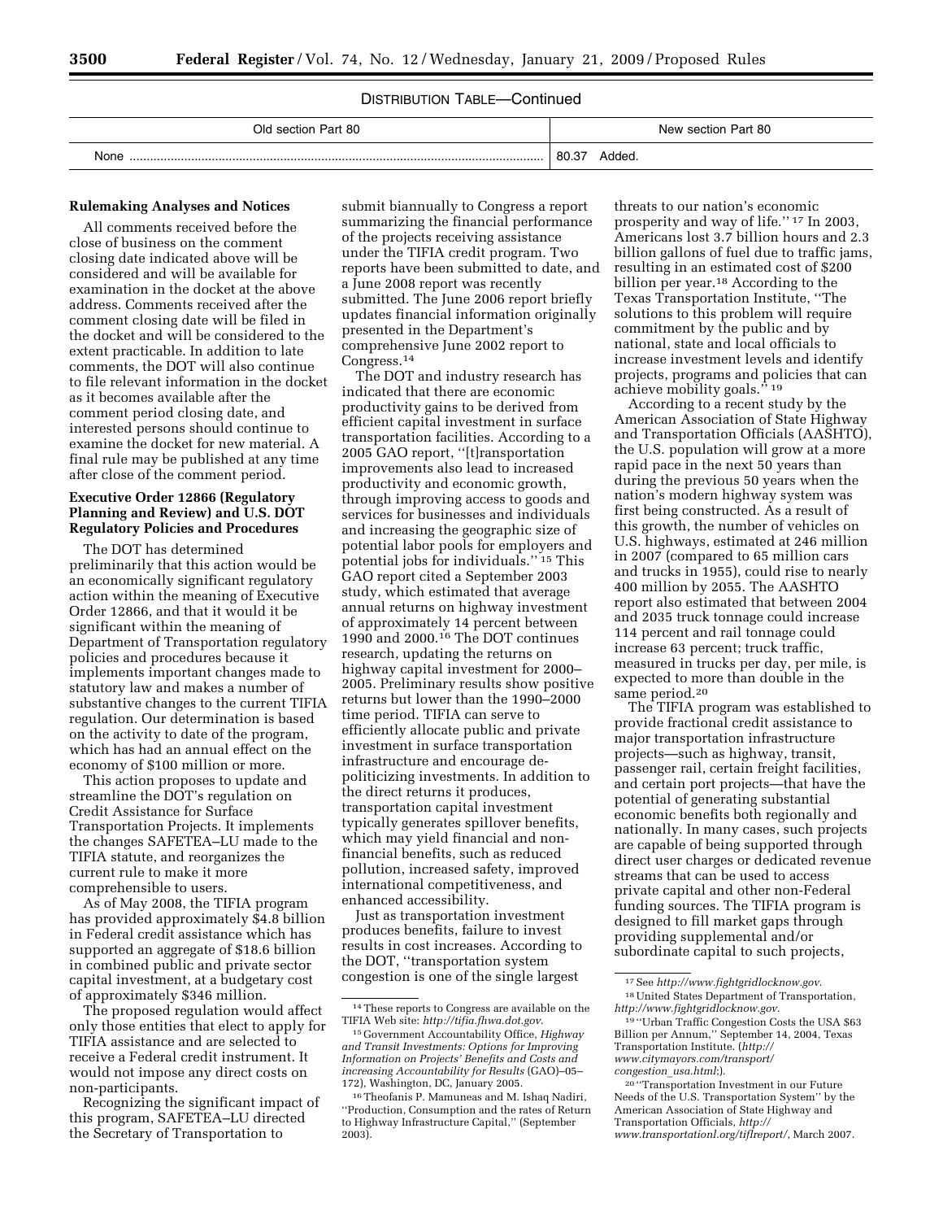DISTRIBUTION TABLE—Continued

| Old section Part 80 | New section Part 80 |
|---|---|
| None | 80.37 Added. |

**Rulemaking Analyses and Notices**

All comments received before the close of business on the comment closing date indicated above will be considered and will be available for examination in the docket at the above address. Comments received after the comment closing date will be filed in the docket and will be considered to the extent practicable. In addition to late comments, the DOT will also continue to file relevant information in the docket as it becomes available after the comment period closing date, and interested persons should continue to examine the docket for new material. A final rule may be published at any time after close of the comment period.

**Executive Order 12866 (Regulatory Planning and Review) and U.S. DOT Regulatory Policies and Procedures**

The DOT has determined preliminarily that this action would be an economically significant regulatory action within the meaning of Executive Order 12866, and that it would it be significant within the meaning of Department of Transportation regulatory policies and procedures because it implements important changes made to statutory law and makes a number of substantive changes to the current TIFIA regulation. Our determination is based on the activity to date of the program, which has had an annual effect on the economy of $100 million or more.

This action proposes to update and streamline the DOT's regulation on Credit Assistance for Surface Transportation Projects. It implements the changes SAFETEA–LU made to the TIFIA statute, and reorganizes the current rule to make it more comprehensible to users.

As of May 2008, the TIFIA program has provided approximately $4.8 billion in Federal credit assistance which has supported an aggregate of $18.6 billion in combined public and private sector capital investment, at a budgetary cost of approximately $346 million.

The proposed regulation would affect only those entities that elect to apply for TIFIA assistance and are selected to receive a Federal credit instrument. It would not impose any direct costs on non-participants.

Recognizing the significant impact of this program, SAFETEA–LU directed the Secretary of Transportation to submit biannually to Congress a report summarizing the financial performance of the projects receiving assistance under the TIFIA credit program. Two reports have been submitted to date, and a June 2008 report was recently submitted. The June 2006 report briefly updates financial information originally presented in the Department's comprehensive June 2002 report to Congress.[14]

The DOT and industry research has indicated that there are economic productivity gains to be derived from efficient capital investment in surface transportation facilities. According to a 2005 GAO report, "[t]ransportation improvements also lead to increased productivity and economic growth, through improving access to goods and services for businesses and individuals and increasing the geographic size of potential labor pools for employers and potential jobs for individuals."[15] This GAO report cited a September 2003 study, which estimated that average annual returns on highway investment of approximately 14 percent between 1990 and 2000.[16] The DOT continues research, updating the returns on highway capital investment for 2000–2005. Preliminary results show positive returns but lower than the 1990–2000 time period. TIFIA can serve to efficiently allocate public and private investment in surface transportation infrastructure and encourage de-politicizing investments. In addition to the direct returns it produces, transportation capital investment typically generates spillover benefits, which may yield financial and non-financial benefits, such as reduced pollution, increased safety, improved international competitiveness, and enhanced accessibility.

Just as transportation investment produces benefits, failure to invest results in cost increases. According to the DOT, "transportation system congestion is one of the single largest threats to our nation's economic prosperity and way of life."[17] In 2003, Americans lost 3.7 billion hours and 2.3 billion gallons of fuel due to traffic jams, resulting in an estimated cost of $200 billion per year.[18] According to the Texas Transportation Institute, "The solutions to this problem will require commitment by the public and by national, state and local officials to increase investment levels and identify projects, programs and policies that can achieve mobility goals."[19]

According to a recent study by the American Association of State Highway and Transportation Officials (AASHTO), the U.S. population will grow at a more rapid pace in the next 50 years than during the previous 50 years when the nation's modern highway system was first being constructed. As a result of this growth, the number of vehicles on U.S. highways, estimated at 246 million in 2007 (compared to 65 million cars and trucks in 1955), could rise to nearly 400 million by 2055. The AASHTO report also estimated that between 2004 and 2035 truck tonnage could increase 114 percent and rail tonnage could increase 63 percent; truck traffic, measured in trucks per day, per mile, is expected to more than double in the same period.[20]

The TIFIA program was established to provide fractional credit assistance to major transportation infrastructure projects—such as highway, transit, passenger rail, certain freight facilities, and certain port projects—that have the potential of generating substantial economic benefits both regionally and nationally. In many cases, such projects are capable of being supported through direct user charges or dedicated revenue streams that can be used to access private capital and other non-Federal funding sources. The TIFIA program is designed to fill market gaps through providing supplemental and/or subordinate capital to such projects,

---

[14] These reports to Congress are available on the TIFIA Web site: *http://tifia.fhwa.dot.gov*.

[15] Government Accountability Office, *Highway and Transit Investments: Options for Improving Information on Projects' Benefits and Costs and increasing Accountability for Results* (GAO)–05–172), Washington, DC, January 2005.

[16] Theofanis P. Mamuneas and M. Ishaq Nadiri, "Production, Consumption and the rates of Return to Highway Infrastructure Capital," (September 2003).

[17] See *http://www.fightgridlocknow.gov*.

[18] United States Department of Transportation, *http://www.fightgridlocknow.gov*.

[19] "Urban Traffic Congestion Costs the USA $63 Billion per Annum," September 14, 2004, Texas Transportation Institute. (*http://www.citymayors.com/transport/congestion_usa.html*;).

[20] "Transportation Investment in our Future Needs of the U.S. Transportation System" by the American Association of State Highway and Transportation Officials, *http://www.transportationl.org/tiflreport/*, March 2007.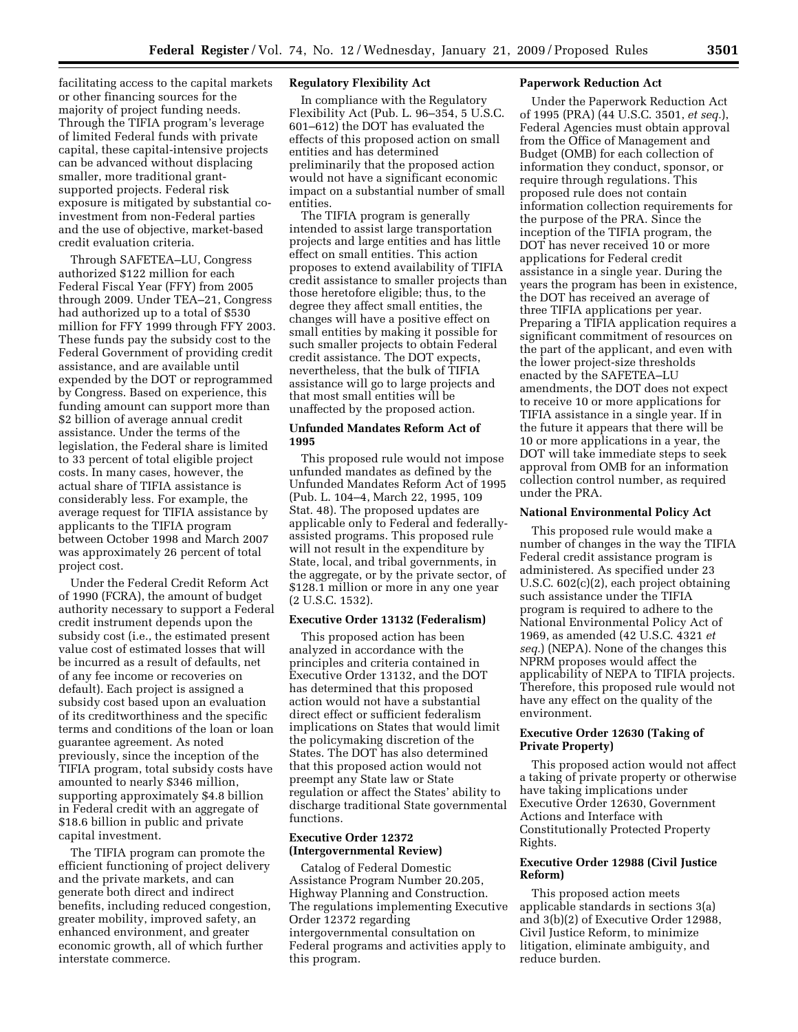facilitating access to the capital markets or other financing sources for the majority of project funding needs. Through the TIFIA program's leverage of limited Federal funds with private capital, these capital-intensive projects can be advanced without displacing smaller, more traditional grant-supported projects. Federal risk exposure is mitigated by substantial co-investment from non-Federal parties and the use of objective, market-based credit evaluation criteria.

Through SAFETEA–LU, Congress authorized $122 million for each Federal Fiscal Year (FFY) from 2005 through 2009. Under TEA–21, Congress had authorized up to a total of $530 million for FFY 1999 through FFY 2003. These funds pay the subsidy cost to the Federal Government of providing credit assistance, and are available until expended by the DOT or reprogrammed by Congress. Based on experience, this funding amount can support more than $2 billion of average annual credit assistance. Under the terms of the legislation, the Federal share is limited to 33 percent of total eligible project costs. In many cases, however, the actual share of TIFIA assistance is considerably less. For example, the average request for TIFIA assistance by applicants to the TIFIA program between October 1998 and March 2007 was approximately 26 percent of total project cost.

Under the Federal Credit Reform Act of 1990 (FCRA), the amount of budget authority necessary to support a Federal credit instrument depends upon the subsidy cost (i.e., the estimated present value cost of estimated losses that will be incurred as a result of defaults, net of any fee income or recoveries on default). Each project is assigned a subsidy cost based upon an evaluation of its creditworthiness and the specific terms and conditions of the loan or loan guarantee agreement. As noted previously, since the inception of the TIFIA program, total subsidy costs have amounted to nearly $346 million, supporting approximately $4.8 billion in Federal credit with an aggregate of $18.6 billion in public and private capital investment.

The TIFIA program can promote the efficient functioning of project delivery and the private markets, and can generate both direct and indirect benefits, including reduced congestion, greater mobility, improved safety, an enhanced environment, and greater economic growth, all of which further interstate commerce.

**Regulatory Flexibility Act**

In compliance with the Regulatory Flexibility Act (Pub. L. 96–354, 5 U.S.C. 601–612) the DOT has evaluated the effects of this proposed action on small entities and has determined preliminarily that the proposed action would not have a significant economic impact on a substantial number of small entities.

The TIFIA program is generally intended to assist large transportation projects and large entities and has little effect on small entities. This action proposes to extend availability of TIFIA credit assistance to smaller projects than those heretofore eligible; thus, to the degree they affect small entities, the changes will have a positive effect on small entities by making it possible for such smaller projects to obtain Federal credit assistance. The DOT expects, nevertheless, that the bulk of TIFIA assistance will go to large projects and that most small entities will be unaffected by the proposed action.

**Unfunded Mandates Reform Act of 1995**

This proposed rule would not impose unfunded mandates as defined by the Unfunded Mandates Reform Act of 1995 (Pub. L. 104–4, March 22, 1995, 109 Stat. 48). The proposed updates are applicable only to Federal and federally-assisted programs. This proposed rule will not result in the expenditure by State, local, and tribal governments, in the aggregate, or by the private sector, of $128.1 million or more in any one year (2 U.S.C. 1532).

**Executive Order 13132 (Federalism)**

This proposed action has been analyzed in accordance with the principles and criteria contained in Executive Order 13132, and the DOT has determined that this proposed action would not have a substantial direct effect or sufficient federalism implications on States that would limit the policymaking discretion of the States. The DOT has also determined that this proposed action would not preempt any State law or State regulation or affect the States' ability to discharge traditional State governmental functions.

**Executive Order 12372 (Intergovernmental Review)**

Catalog of Federal Domestic Assistance Program Number 20.205, Highway Planning and Construction. The regulations implementing Executive Order 12372 regarding intergovernmental consultation on Federal programs and activities apply to this program.

**Paperwork Reduction Act**

Under the Paperwork Reduction Act of 1995 (PRA) (44 U.S.C. 3501, *et seq.*), Federal Agencies must obtain approval from the Office of Management and Budget (OMB) for each collection of information they conduct, sponsor, or require through regulations. This proposed rule does not contain information collection requirements for the purpose of the PRA. Since the inception of the TIFIA program, the DOT has never received 10 or more applications for Federal credit assistance in a single year. During the years the program has been in existence, the DOT has received an average of three TIFIA applications per year. Preparing a TIFIA application requires a significant commitment of resources on the part of the applicant, and even with the lower project-size thresholds enacted by the SAFETEA–LU amendments, the DOT does not expect to receive 10 or more applications for TIFIA assistance in a single year. If in the future it appears that there will be 10 or more applications in a year, the DOT will take immediate steps to seek approval from OMB for an information collection control number, as required under the PRA.

**National Environmental Policy Act**

This proposed rule would make a number of changes in the way the TIFIA Federal credit assistance program is administered. As specified under 23 U.S.C. 602(c)(2), each project obtaining such assistance under the TIFIA program is required to adhere to the National Environmental Policy Act of 1969, as amended (42 U.S.C. 4321 *et seq.*) (NEPA). None of the changes this NPRM proposes would affect the applicability of NEPA to TIFIA projects. Therefore, this proposed rule would not have any effect on the quality of the environment.

**Executive Order 12630 (Taking of Private Property)**

This proposed action would not affect a taking of private property or otherwise have taking implications under Executive Order 12630, Government Actions and Interface with Constitutionally Protected Property Rights.

**Executive Order 12988 (Civil Justice Reform)**

This proposed action meets applicable standards in sections 3(a) and 3(b)(2) of Executive Order 12988, Civil Justice Reform, to minimize litigation, eliminate ambiguity, and reduce burden.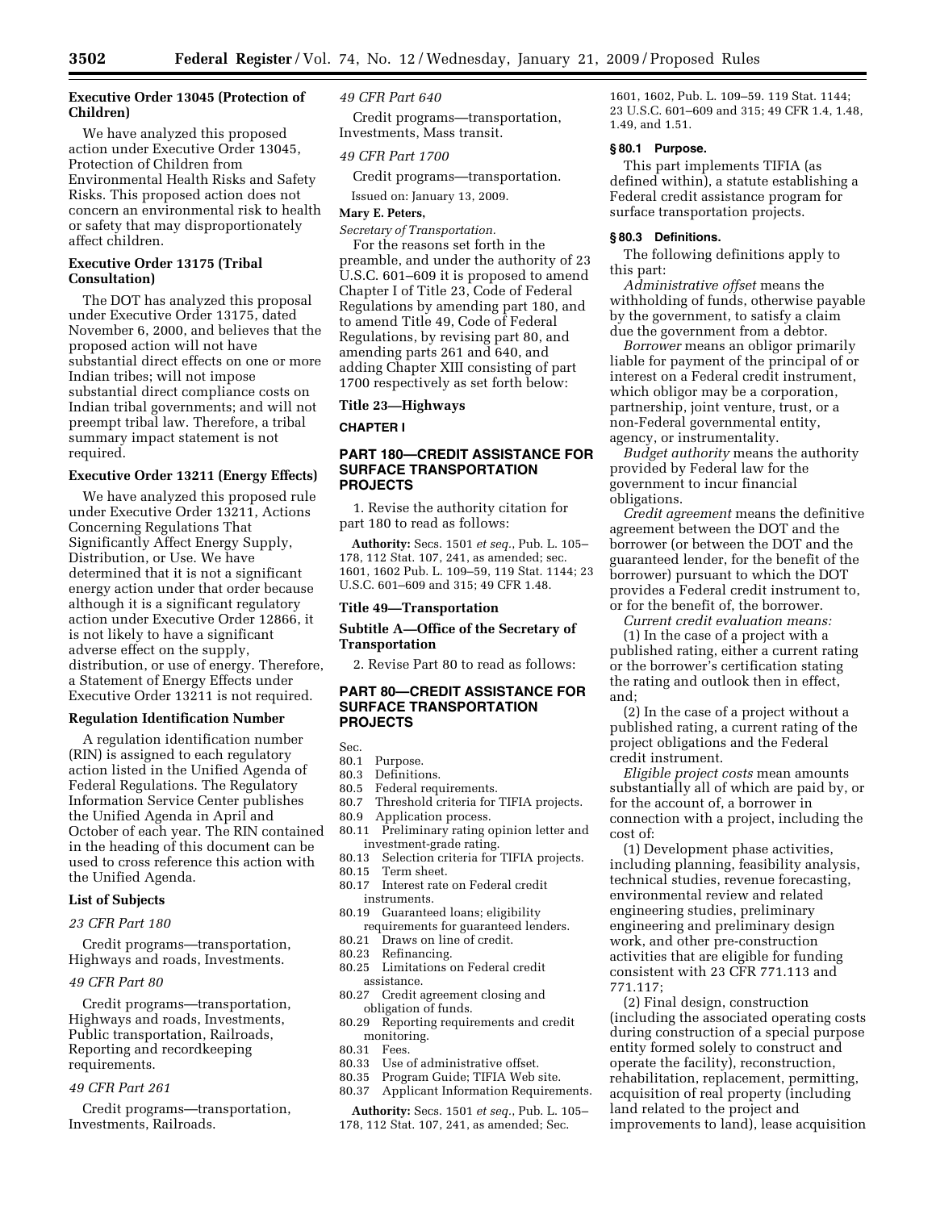**Executive Order 13045 (Protection of Children)**

We have analyzed this proposed action under Executive Order 13045, Protection of Children from Environmental Health Risks and Safety Risks. This proposed action does not concern an environmental risk to health or safety that may disproportionately affect children.

**Executive Order 13175 (Tribal Consultation)**

The DOT has analyzed this proposal under Executive Order 13175, dated November 6, 2000, and believes that the proposed action will not have substantial direct effects on one or more Indian tribes; will not impose substantial direct compliance costs on Indian tribal governments; and will not preempt tribal law. Therefore, a tribal summary impact statement is not required.

**Executive Order 13211 (Energy Effects)**

We have analyzed this proposed rule under Executive Order 13211, Actions Concerning Regulations That Significantly Affect Energy Supply, Distribution, or Use. We have determined that it is not a significant energy action under that order because although it is a significant regulatory action under Executive Order 12866, it is not likely to have a significant adverse effect on the supply, distribution, or use of energy. Therefore, a Statement of Energy Effects under Executive Order 13211 is not required.

**Regulation Identification Number**

A regulation identification number (RIN) is assigned to each regulatory action listed in the Unified Agenda of Federal Regulations. The Regulatory Information Service Center publishes the Unified Agenda in April and October of each year. The RIN contained in the heading of this document can be used to cross reference this action with the Unified Agenda.

**List of Subjects**

*23 CFR Part 180*

Credit programs—transportation, Highways and roads, Investments.

*49 CFR Part 80*

Credit programs—transportation, Highways and roads, Investments, Public transportation, Railroads, Reporting and recordkeeping requirements.

*49 CFR Part 261*

Credit programs—transportation, Investments, Railroads.

*49 CFR Part 640*

Credit programs—transportation, Investments, Mass transit.

*49 CFR Part 1700*

Credit programs—transportation.

Issued on: January 13, 2009.

**Mary E. Peters,**

*Secretary of Transportation.*

For the reasons set forth in the preamble, and under the authority of 23 U.S.C. 601–609 it is proposed to amend Chapter I of Title 23, Code of Federal Regulations by amending part 180, and to amend Title 49, Code of Federal Regulations, by revising part 80, and amending parts 261 and 640, and adding Chapter XIII consisting of part 1700 respectively as set forth below:

## Title 23—Highways

### CHAPTER I

## PART 180—CREDIT ASSISTANCE FOR SURFACE TRANSPORTATION PROJECTS

1. Revise the authority citation for part 180 to read as follows:

**Authority:** Secs. 1501 *et seq.*, Pub. L. 105–178, 112 Stat. 107, 241, as amended; sec. 1601, 1602 Pub. L. 109–59, 119 Stat. 1144; 23 U.S.C. 601–609 and 315; 49 CFR 1.48.

## Title 49—Transportation

### Subtitle A—Office of the Secretary of Transportation

2. Revise Part 80 to read as follows:

## PART 80—CREDIT ASSISTANCE FOR SURFACE TRANSPORTATION PROJECTS

Sec.
80.1 Purpose.
80.3 Definitions.
80.5 Federal requirements.
80.7 Threshold criteria for TIFIA projects.
80.9 Application process.
80.11 Preliminary rating opinion letter and investment-grade rating.
80.13 Selection criteria for TIFIA projects.
80.15 Term sheet.
80.17 Interest rate on Federal credit instruments.
80.19 Guaranteed loans; eligibility requirements for guaranteed lenders.
80.21 Draws on line of credit.
80.23 Refinancing.
80.25 Limitations on Federal credit assistance.
80.27 Credit agreement closing and obligation of funds.
80.29 Reporting requirements and credit monitoring.
80.31 Fees.
80.33 Use of administrative offset.
80.35 Program Guide; TIFIA Web site.
80.37 Applicant Information Requirements.

**Authority:** Secs. 1501 *et seq.*, Pub. L. 105–178, 112 Stat. 107, 241, as amended; Sec. 1601, 1602, Pub. L. 109–59. 119 Stat. 1144; 23 U.S.C. 601–609 and 315; 49 CFR 1.4, 1.48, 1.49, and 1.51.

### § 80.1 Purpose.

This part implements TIFIA (as defined within), a statute establishing a Federal credit assistance program for surface transportation projects.

### § 80.3 Definitions.

The following definitions apply to this part:

*Administrative offset* means the withholding of funds, otherwise payable by the government, to satisfy a claim due the government from a debtor.

*Borrower* means an obligor primarily liable for payment of the principal of or interest on a Federal credit instrument, which obligor may be a corporation, partnership, joint venture, trust, or a non-Federal governmental entity, agency, or instrumentality.

*Budget authority* means the authority provided by Federal law for the government to incur financial obligations.

*Credit agreement* means the definitive agreement between the DOT and the borrower (or between the DOT and the guaranteed lender, for the benefit of the borrower) pursuant to which the DOT provides a Federal credit instrument to, or for the benefit of, the borrower.

*Current credit evaluation means:*

(1) In the case of a project with a published rating, either a current rating or the borrower's certification stating the rating and outlook then in effect, and;

(2) In the case of a project without a published rating, a current rating of the project obligations and the Federal credit instrument.

*Eligible project costs* mean amounts substantially all of which are paid by, or for the account of, a borrower in connection with a project, including the cost of:

(1) Development phase activities, including planning, feasibility analysis, technical studies, revenue forecasting, environmental review and related engineering studies, preliminary engineering and preliminary design work, and other pre-construction activities that are eligible for funding consistent with 23 CFR 771.113 and 771.117;

(2) Final design, construction (including the associated operating costs during construction of a special purpose entity formed solely to construct and operate the facility), reconstruction, rehabilitation, replacement, permitting, acquisition of real property (including land related to the project and improvements to land), lease acquisition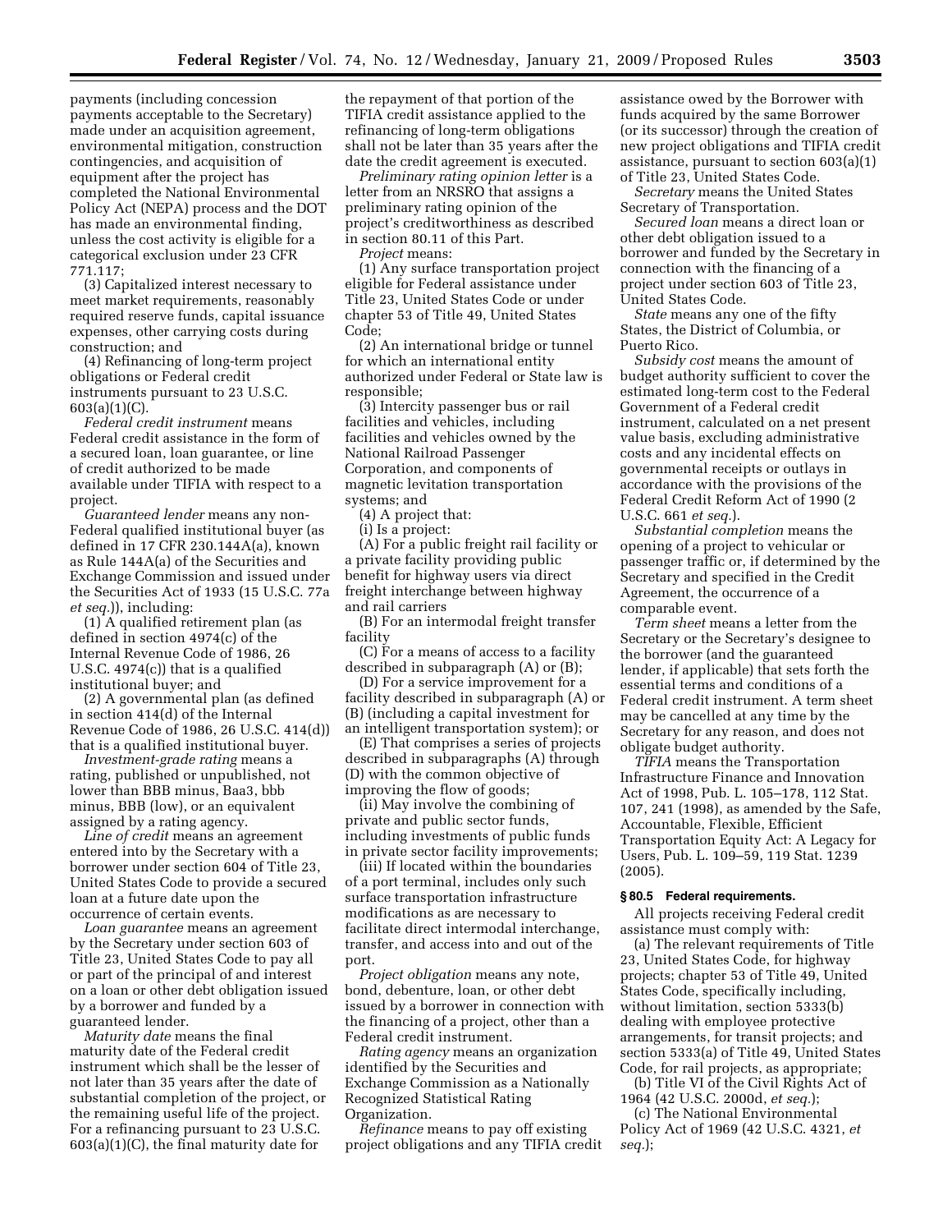payments (including concession payments acceptable to the Secretary) made under an acquisition agreement, environmental mitigation, construction contingencies, and acquisition of equipment after the project has completed the National Environmental Policy Act (NEPA) process and the DOT has made an environmental finding, unless the cost activity is eligible for a categorical exclusion under 23 CFR 771.117;

(3) Capitalized interest necessary to meet market requirements, reasonably required reserve funds, capital issuance expenses, other carrying costs during construction; and

(4) Refinancing of long-term project obligations or Federal credit instruments pursuant to 23 U.S.C. 603(a)(1)(C).

*Federal credit instrument* means Federal credit assistance in the form of a secured loan, loan guarantee, or line of credit authorized to be made available under TIFIA with respect to a project.

*Guaranteed lender* means any non-Federal qualified institutional buyer (as defined in 17 CFR 230.144A(a), known as Rule 144A(a) of the Securities and Exchange Commission and issued under the Securities Act of 1933 (15 U.S.C. 77a *et seq.*)), including:

(1) A qualified retirement plan (as defined in section 4974(c) of the Internal Revenue Code of 1986, 26 U.S.C. 4974(c)) that is a qualified institutional buyer; and

(2) A governmental plan (as defined in section 414(d) of the Internal Revenue Code of 1986, 26 U.S.C. 414(d)) that is a qualified institutional buyer.

*Investment-grade rating* means a rating, published or unpublished, not lower than BBB minus, Baa3, bbb minus, BBB (low), or an equivalent assigned by a rating agency.

*Line of credit* means an agreement entered into by the Secretary with a borrower under section 604 of Title 23, United States Code to provide a secured loan at a future date upon the occurrence of certain events.

*Loan guarantee* means an agreement by the Secretary under section 603 of Title 23, United States Code to pay all or part of the principal of and interest on a loan or other debt obligation issued by a borrower and funded by a guaranteed lender.

*Maturity date* means the final maturity date of the Federal credit instrument which shall be the lesser of not later than 35 years after the date of substantial completion of the project, or the remaining useful life of the project. For a refinancing pursuant to 23 U.S.C. 603(a)(1)(C), the final maturity date for the repayment of that portion of the TIFIA credit assistance applied to the refinancing of long-term obligations shall not be later than 35 years after the date the credit agreement is executed.

*Preliminary rating opinion letter* is a letter from an NRSRO that assigns a preliminary rating opinion of the project's creditworthiness as described in section 80.11 of this Part.

*Project* means:

(1) Any surface transportation project eligible for Federal assistance under Title 23, United States Code or under chapter 53 of Title 49, United States Code;

(2) An international bridge or tunnel for which an international entity authorized under Federal or State law is responsible;

(3) Intercity passenger bus or rail facilities and vehicles, including facilities and vehicles owned by the National Railroad Passenger Corporation, and components of magnetic levitation transportation systems; and

(4) A project that:

(i) Is a project:

(A) For a public freight rail facility or a private facility providing public benefit for highway users via direct freight interchange between highway and rail carriers

(B) For an intermodal freight transfer facility

(C) For a means of access to a facility described in subparagraph (A) or (B);

(D) For a service improvement for a facility described in subparagraph (A) or (B) (including a capital investment for an intelligent transportation system); or

(E) That comprises a series of projects described in subparagraphs (A) through (D) with the common objective of improving the flow of goods;

(ii) May involve the combining of private and public sector funds, including investments of public funds in private sector facility improvements;

(iii) If located within the boundaries of a port terminal, includes only such surface transportation infrastructure modifications as are necessary to facilitate direct intermodal interchange, transfer, and access into and out of the port.

*Project obligation* means any note, bond, debenture, loan, or other debt issued by a borrower in connection with the financing of a project, other than a Federal credit instrument.

*Rating agency* means an organization identified by the Securities and Exchange Commission as a Nationally Recognized Statistical Rating Organization.

*Refinance* means to pay off existing project obligations and any TIFIA credit assistance owed by the Borrower with funds acquired by the same Borrower (or its successor) through the creation of new project obligations and TIFIA credit assistance, pursuant to section 603(a)(1) of Title 23, United States Code.

*Secretary* means the United States Secretary of Transportation.

*Secured loan* means a direct loan or other debt obligation issued to a borrower and funded by the Secretary in connection with the financing of a project under section 603 of Title 23, United States Code.

*State* means any one of the fifty States, the District of Columbia, or Puerto Rico.

*Subsidy cost* means the amount of budget authority sufficient to cover the estimated long-term cost to the Federal Government of a Federal credit instrument, calculated on a net present value basis, excluding administrative costs and any incidental effects on governmental receipts or outlays in accordance with the provisions of the Federal Credit Reform Act of 1990 (2 U.S.C. 661 *et seq.*).

*Substantial completion* means the opening of a project to vehicular or passenger traffic or, if determined by the Secretary and specified in the Credit Agreement, the occurrence of a comparable event.

*Term sheet* means a letter from the Secretary or the Secretary's designee to the borrower (and the guaranteed lender, if applicable) that sets forth the essential terms and conditions of a Federal credit instrument. A term sheet may be cancelled at any time by the Secretary for any reason, and does not obligate budget authority.

*TIFIA* means the Transportation Infrastructure Finance and Innovation Act of 1998, Pub. L. 105–178, 112 Stat. 107, 241 (1998), as amended by the Safe, Accountable, Flexible, Efficient Transportation Equity Act: A Legacy for Users, Pub. L. 109–59, 119 Stat. 1239 (2005).

### § 80.5 Federal requirements.

All projects receiving Federal credit assistance must comply with:

(a) The relevant requirements of Title 23, United States Code, for highway projects; chapter 53 of Title 49, United States Code, specifically including, without limitation, section 5333(b) dealing with employee protective arrangements, for transit projects; and section 5333(a) of Title 49, United States Code, for rail projects, as appropriate;

(b) Title VI of the Civil Rights Act of 1964 (42 U.S.C. 2000d, *et seq.*);

(c) The National Environmental Policy Act of 1969 (42 U.S.C. 4321, *et seq.*);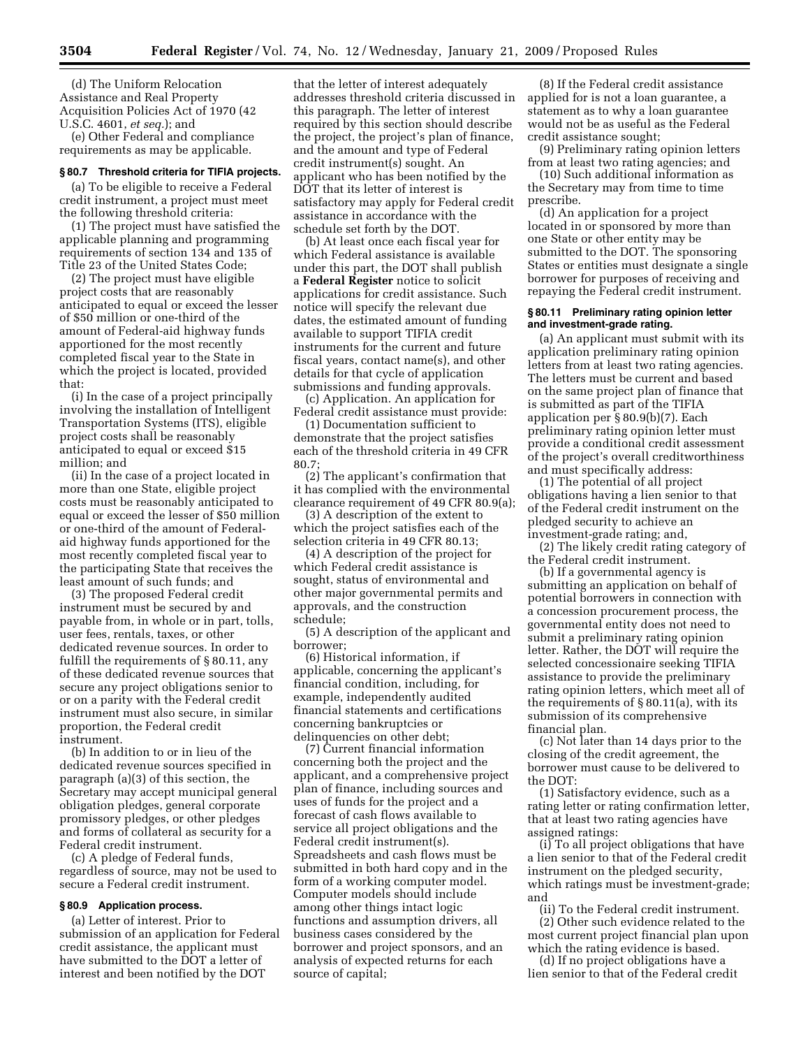(d) The Uniform Relocation Assistance and Real Property Acquisition Policies Act of 1970 (42 U.S.C. 4601, *et seq.*); and

(e) Other Federal and compliance requirements as may be applicable.

### § 80.7 Threshold criteria for TIFIA projects.

(a) To be eligible to receive a Federal credit instrument, a project must meet the following threshold criteria:

(1) The project must have satisfied the applicable planning and programming requirements of section 134 and 135 of Title 23 of the United States Code;

(2) The project must have eligible project costs that are reasonably anticipated to equal or exceed the lesser of $50 million or one-third of the amount of Federal-aid highway funds apportioned for the most recently completed fiscal year to the State in which the project is located, provided that:

(i) In the case of a project principally involving the installation of Intelligent Transportation Systems (ITS), eligible project costs shall be reasonably anticipated to equal or exceed $15 million; and

(ii) In the case of a project located in more than one State, eligible project costs must be reasonably anticipated to equal or exceed the lesser of $50 million or one-third of the amount of Federal-aid highway funds apportioned for the most recently completed fiscal year to the participating State that receives the least amount of such funds; and

(3) The proposed Federal credit instrument must be secured by and payable from, in whole or in part, tolls, user fees, rentals, taxes, or other dedicated revenue sources. In order to fulfill the requirements of § 80.11, any of these dedicated revenue sources that secure any project obligations senior to or on a parity with the Federal credit instrument must also secure, in similar proportion, the Federal credit instrument.

(b) In addition to or in lieu of the dedicated revenue sources specified in paragraph (a)(3) of this section, the Secretary may accept municipal general obligation pledges, general corporate promissory pledges, or other pledges and forms of collateral as security for a Federal credit instrument.

(c) A pledge of Federal funds, regardless of source, may not be used to secure a Federal credit instrument.

### § 80.9 Application process.

(a) Letter of interest. Prior to submission of an application for Federal credit assistance, the applicant must have submitted to the DOT a letter of interest and been notified by the DOT that the letter of interest adequately addresses threshold criteria discussed in this paragraph. The letter of interest required by this section should describe the project, the project's plan of finance, and the amount and type of Federal credit instrument(s) sought. An applicant who has been notified by the DOT that its letter of interest is satisfactory may apply for Federal credit assistance in accordance with the schedule set forth by the DOT.

(b) At least once each fiscal year for which Federal assistance is available under this part, the DOT shall publish a **Federal Register** notice to solicit applications for credit assistance. Such notice will specify the relevant due dates, the estimated amount of funding available to support TIFIA credit instruments for the current and future fiscal years, contact name(s), and other details for that cycle of application submissions and funding approvals.

(c) Application. An application for Federal credit assistance must provide:

(1) Documentation sufficient to demonstrate that the project satisfies each of the threshold criteria in 49 CFR 80.7;

(2) The applicant's confirmation that it has complied with the environmental clearance requirement of 49 CFR 80.9(a);

(3) A description of the extent to which the project satisfies each of the selection criteria in 49 CFR 80.13;

(4) A description of the project for which Federal credit assistance is sought, status of environmental and other major governmental permits and approvals, and the construction schedule;

(5) A description of the applicant and borrower;

(6) Historical information, if applicable, concerning the applicant's financial condition, including, for example, independently audited financial statements and certifications concerning bankruptcies or delinquencies on other debt;

(7) Current financial information concerning both the project and the applicant, and a comprehensive project plan of finance, including sources and uses of funds for the project and a forecast of cash flows available to service all project obligations and the Federal credit instrument(s). Spreadsheets and cash flows must be submitted in both hard copy and in the form of a working computer model. Computer models should include among other things intact logic functions and assumption drivers, all business cases considered by the borrower and project sponsors, and an analysis of expected returns for each source of capital;

(8) If the Federal credit assistance applied for is not a loan guarantee, a statement as to why a loan guarantee would not be as useful as the Federal credit assistance sought;

(9) Preliminary rating opinion letters from at least two rating agencies; and

(10) Such additional information as the Secretary may from time to time prescribe.

(d) An application for a project located in or sponsored by more than one State or other entity may be submitted to the DOT. The sponsoring States or entities must designate a single borrower for purposes of receiving and repaying the Federal credit instrument.

### § 80.11 Preliminary rating opinion letter and investment-grade rating.

(a) An applicant must submit with its application preliminary rating opinion letters from at least two rating agencies. The letters must be current and based on the same project plan of finance that is submitted as part of the TIFIA application per § 80.9(b)(7). Each preliminary rating opinion letter must provide a conditional credit assessment of the project's overall creditworthiness and must specifically address:

(1) The potential of all project obligations having a lien senior to that of the Federal credit instrument on the pledged security to achieve an investment-grade rating; and,

(2) The likely credit rating category of the Federal credit instrument.

(b) If a governmental agency is submitting an application on behalf of potential borrowers in connection with a concession procurement process, the governmental entity does not need to submit a preliminary rating opinion letter. Rather, the DOT will require the selected concessionaire seeking TIFIA assistance to provide the preliminary rating opinion letters, which meet all of the requirements of § 80.11(a), with its submission of its comprehensive financial plan.

(c) Not later than 14 days prior to the closing of the credit agreement, the borrower must cause to be delivered to the DOT:

(1) Satisfactory evidence, such as a rating letter or rating confirmation letter, that at least two rating agencies have assigned ratings:

(i) To all project obligations that have a lien senior to that of the Federal credit instrument on the pledged security, which ratings must be investment-grade; and

(ii) To the Federal credit instrument.

(2) Other such evidence related to the most current project financial plan upon which the rating evidence is based.

(d) If no project obligations have a lien senior to that of the Federal credit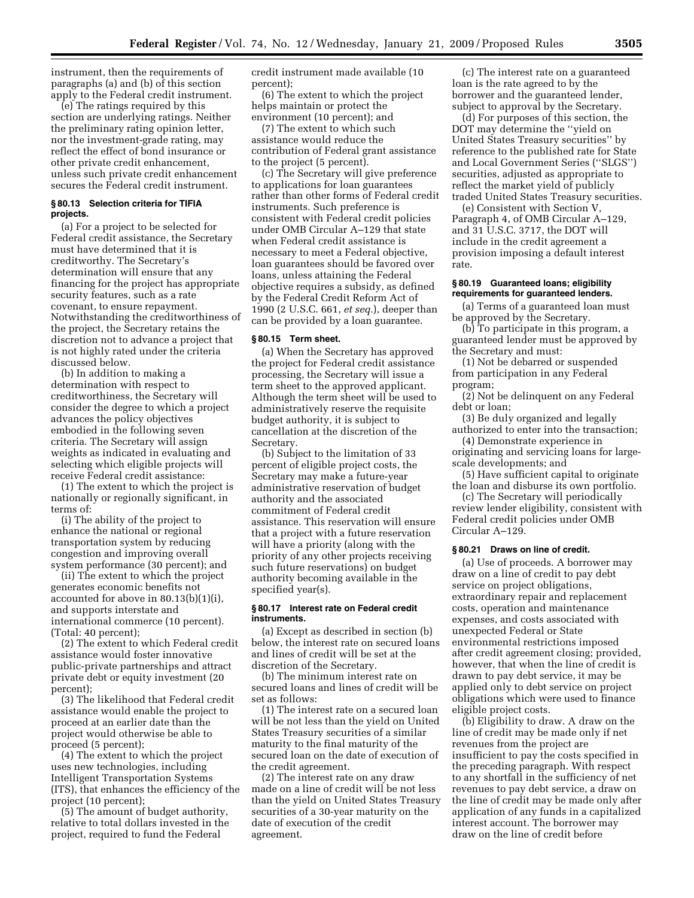instrument, then the requirements of paragraphs (a) and (b) of this section apply to the Federal credit instrument.

(e) The ratings required by this section are underlying ratings. Neither the preliminary rating opinion letter, nor the investment-grade rating, may reflect the effect of bond insurance or other private credit enhancement, unless such private credit enhancement secures the Federal credit instrument.

### § 80.13 Selection criteria for TIFIA projects.

(a) For a project to be selected for Federal credit assistance, the Secretary must have determined that it is creditworthy. The Secretary's determination will ensure that any financing for the project has appropriate security features, such as a rate covenant, to ensure repayment. Notwithstanding the creditworthiness of the project, the Secretary retains the discretion not to advance a project that is not highly rated under the criteria discussed below.

(b) In addition to making a determination with respect to creditworthiness, the Secretary will consider the degree to which a project advances the policy objectives embodied in the following seven criteria. The Secretary will assign weights as indicated in evaluating and selecting which eligible projects will receive Federal credit assistance:

(1) The extent to which the project is nationally or regionally significant, in terms of:

(i) The ability of the project to enhance the national or regional transportation system by reducing congestion and improving overall system performance (30 percent); and

(ii) The extent to which the project generates economic benefits not accounted for above in 80.13(b)(1)(i), and supports interstate and international commerce (10 percent). (Total: 40 percent);

(2) The extent to which Federal credit assistance would foster innovative public-private partnerships and attract private debt or equity investment (20 percent);

(3) The likelihood that Federal credit assistance would enable the project to proceed at an earlier date than the project would otherwise be able to proceed (5 percent);

(4) The extent to which the project uses new technologies, including Intelligent Transportation Systems (ITS), that enhances the efficiency of the project (10 percent);

(5) The amount of budget authority, relative to total dollars invested in the project, required to fund the Federal credit instrument made available (10 percent);

(6) The extent to which the project helps maintain or protect the environment (10 percent); and

(7) The extent to which such assistance would reduce the contribution of Federal grant assistance to the project (5 percent).

(c) The Secretary will give preference to applications for loan guarantees rather than other forms of Federal credit instruments. Such preference is consistent with Federal credit policies under OMB Circular A–129 that state when Federal credit assistance is necessary to meet a Federal objective, loan guarantees should be favored over loans, unless attaining the Federal objective requires a subsidy, as defined by the Federal Credit Reform Act of 1990 (2 U.S.C. 661, *et seq.*), deeper than can be provided by a loan guarantee.

### § 80.15 Term sheet.

(a) When the Secretary has approved the project for Federal credit assistance processing, the Secretary will issue a term sheet to the approved applicant. Although the term sheet will be used to administratively reserve the requisite budget authority, it is subject to cancellation at the discretion of the Secretary.

(b) Subject to the limitation of 33 percent of eligible project costs, the Secretary may make a future-year administrative reservation of budget authority and the associated commitment of Federal credit assistance. This reservation will ensure that a project with a future reservation will have a priority (along with the priority of any other projects receiving such future reservations) on budget authority becoming available in the specified year(s).

### § 80.17 Interest rate on Federal credit instruments.

(a) Except as described in section (b) below, the interest rate on secured loans and lines of credit will be set at the discretion of the Secretary.

(b) The minimum interest rate on secured loans and lines of credit will be set as follows:

(1) The interest rate on a secured loan will be not less than the yield on United States Treasury securities of a similar maturity to the final maturity of the secured loan on the date of execution of the credit agreement.

(2) The interest rate on any draw made on a line of credit will be not less than the yield on United States Treasury securities of a 30-year maturity on the date of execution of the credit agreement.

(c) The interest rate on a guaranteed loan is the rate agreed to by the borrower and the guaranteed lender, subject to approval by the Secretary.

(d) For purposes of this section, the DOT may determine the "yield on United States Treasury securities" by reference to the published rate for State and Local Government Series ("SLGS") securities, adjusted as appropriate to reflect the market yield of publicly traded United States Treasury securities.

(e) Consistent with Section V, Paragraph 4, of OMB Circular A–129, and 31 U.S.C. 3717, the DOT will include in the credit agreement a provision imposing a default interest rate.

### § 80.19 Guaranteed loans; eligibility requirements for guaranteed lenders.

(a) Terms of a guaranteed loan must be approved by the Secretary.

(b) To participate in this program, a guaranteed lender must be approved by the Secretary and must:

(1) Not be debarred or suspended from participation in any Federal program;

(2) Not be delinquent on any Federal debt or loan;

(3) Be duly organized and legally authorized to enter into the transaction;

(4) Demonstrate experience in originating and servicing loans for large-scale developments; and

(5) Have sufficient capital to originate the loan and disburse its own portfolio.

(c) The Secretary will periodically review lender eligibility, consistent with Federal credit policies under OMB Circular A–129.

### § 80.21 Draws on line of credit.

(a) *Use of proceeds.* A borrower may draw on a line of credit to pay debt service on project obligations, extraordinary repair and replacement costs, operation and maintenance expenses, and costs associated with unexpected Federal or State environmental restrictions imposed after credit agreement closing; provided, however, that when the line of credit is drawn to pay debt service, it may be applied only to debt service on project obligations which were used to finance eligible project costs.

(b) *Eligibility to draw.* A draw on the line of credit may be made only if net revenues from the project are insufficient to pay the costs specified in the preceding paragraph. With respect to any shortfall in the sufficiency of net revenues to pay debt service, a draw on the line of credit may be made only after application of any funds in a capitalized interest account. The borrower may draw on the line of credit before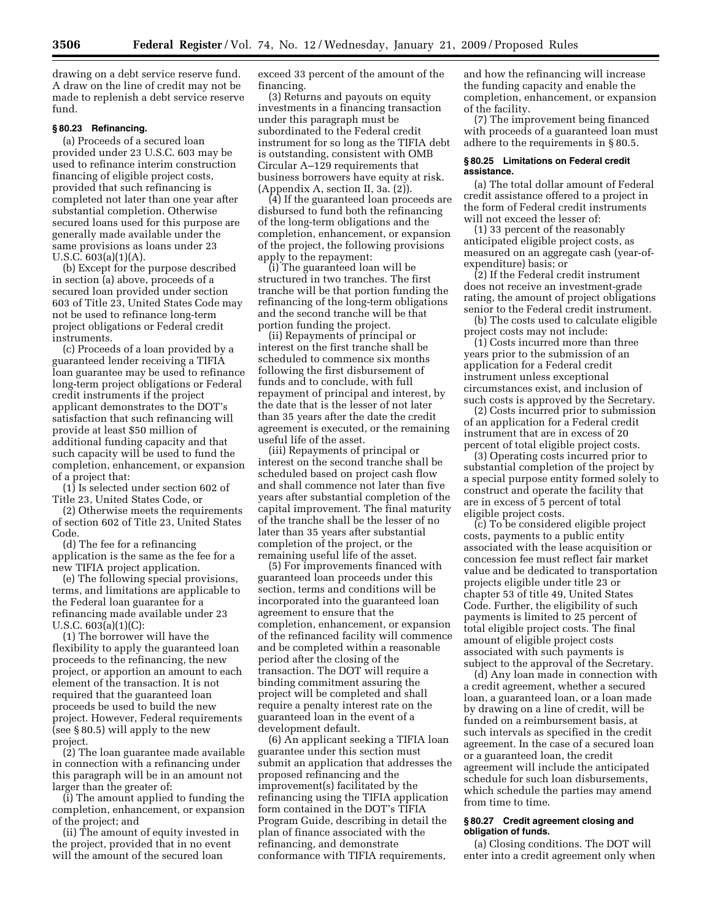drawing on a debt service reserve fund. A draw on the line of credit may not be made to replenish a debt service reserve fund.

### § 80.23 Refinancing.

(a) Proceeds of a secured loan provided under 23 U.S.C. 603 may be used to refinance interim construction financing of eligible project costs, provided that such refinancing is completed not later than one year after substantial completion. Otherwise secured loans used for this purpose are generally made available under the same provisions as loans under 23 U.S.C. 603(a)(1)(A).

(b) Except for the purpose described in section (a) above, proceeds of a secured loan provided under section 603 of Title 23, United States Code may not be used to refinance long-term project obligations or Federal credit instruments.

(c) Proceeds of a loan provided by a guaranteed lender receiving a TIFIA loan guarantee may be used to refinance long-term project obligations or Federal credit instruments if the project applicant demonstrates to the DOT's satisfaction that such refinancing will provide at least $50 million of additional funding capacity and that such capacity will be used to fund the completion, enhancement, or expansion of a project that:

(1) Is selected under section 602 of Title 23, United States Code, or

(2) Otherwise meets the requirements of section 602 of Title 23, United States Code.

(d) The fee for a refinancing application is the same as the fee for a new TIFIA project application.

(e) The following special provisions, terms, and limitations are applicable to the Federal loan guarantee for a refinancing made available under 23 U.S.C. 603(a)(1)(C):

(1) The borrower will have the flexibility to apply the guaranteed loan proceeds to the refinancing, the new project, or apportion an amount to each element of the transaction. It is not required that the guaranteed loan proceeds be used to build the new project. However, Federal requirements (see § 80.5) will apply to the new project.

(2) The loan guarantee made available in connection with a refinancing under this paragraph will be in an amount not larger than the greater of:

(i) The amount applied to funding the completion, enhancement, or expansion of the project; and

(ii) The amount of equity invested in the project, provided that in no event will the amount of the secured loan exceed 33 percent of the amount of the financing.

(3) Returns and payouts on equity investments in a financing transaction under this paragraph must be subordinated to the Federal credit instrument for so long as the TIFIA debt is outstanding, consistent with OMB Circular A–129 requirements that business borrowers have equity at risk. (Appendix A, section II, 3a. (2)).

(4) If the guaranteed loan proceeds are disbursed to fund both the refinancing of the long-term obligations and the completion, enhancement, or expansion of the project, the following provisions apply to the repayment:

(i) The guaranteed loan will be structured in two tranches. The first tranche will be that portion funding the refinancing of the long-term obligations and the second tranche will be that portion funding the project.

(ii) Repayments of principal or interest on the first tranche shall be scheduled to commence six months following the first disbursement of funds and to conclude, with full repayment of principal and interest, by the date that is the lesser of not later than 35 years after the date the credit agreement is executed, or the remaining useful life of the asset.

(iii) Repayments of principal or interest on the second tranche shall be scheduled based on project cash flow and shall commence not later than five years after substantial completion of the capital improvement. The final maturity of the tranche shall be the lesser of no later than 35 years after substantial completion of the project, or the remaining useful life of the asset.

(5) For improvements financed with guaranteed loan proceeds under this section, terms and conditions will be incorporated into the guaranteed loan agreement to ensure that the completion, enhancement, or expansion of the refinanced facility will commence and be completed within a reasonable period after the closing of the transaction. The DOT will require a binding commitment assuring the project will be completed and shall require a penalty interest rate on the guaranteed loan in the event of a development default.

(6) An applicant seeking a TIFIA loan guarantee under this section must submit an application that addresses the proposed refinancing and the improvement(s) facilitated by the refinancing using the TIFIA application form contained in the DOT's TIFIA Program Guide, describing in detail the plan of finance associated with the refinancing, and demonstrate conformance with TIFIA requirements, and how the refinancing will increase the funding capacity and enable the completion, enhancement, or expansion of the facility.

(7) The improvement being financed with proceeds of a guaranteed loan must adhere to the requirements in § 80.5.

### § 80.25 Limitations on Federal credit assistance.

(a) The total dollar amount of Federal credit assistance offered to a project in the form of Federal credit instruments will not exceed the lesser of:

(1) 33 percent of the reasonably anticipated eligible project costs, as measured on an aggregate cash (year-of-expenditure) basis; or

(2) If the Federal credit instrument does not receive an investment-grade rating, the amount of project obligations senior to the Federal credit instrument.

(b) The costs used to calculate eligible project costs may not include:

(1) Costs incurred more than three years prior to the submission of an application for a Federal credit instrument unless exceptional circumstances exist, and inclusion of such costs is approved by the Secretary.

(2) Costs incurred prior to submission of an application for a Federal credit instrument that are in excess of 20 percent of total eligible project costs.

(3) Operating costs incurred prior to substantial completion of the project by a special purpose entity formed solely to construct and operate the facility that are in excess of 5 percent of total eligible project costs.

(c) To be considered eligible project costs, payments to a public entity associated with the lease acquisition or concession fee must reflect fair market value and be dedicated to transportation projects eligible under title 23 or chapter 53 of title 49, United States Code. Further, the eligibility of such payments is limited to 25 percent of total eligible project costs. The final amount of eligible project costs associated with such payments is subject to the approval of the Secretary.

(d) Any loan made in connection with a credit agreement, whether a secured loan, a guaranteed loan, or a loan made by drawing on a line of credit, will be funded on a reimbursement basis, at such intervals as specified in the credit agreement. In the case of a secured loan or a guaranteed loan, the credit agreement will include the anticipated schedule for such loan disbursements, which schedule the parties may amend from time to time.

### § 80.27 Credit agreement closing and obligation of funds.

(a) *Closing conditions.* The DOT will enter into a credit agreement only when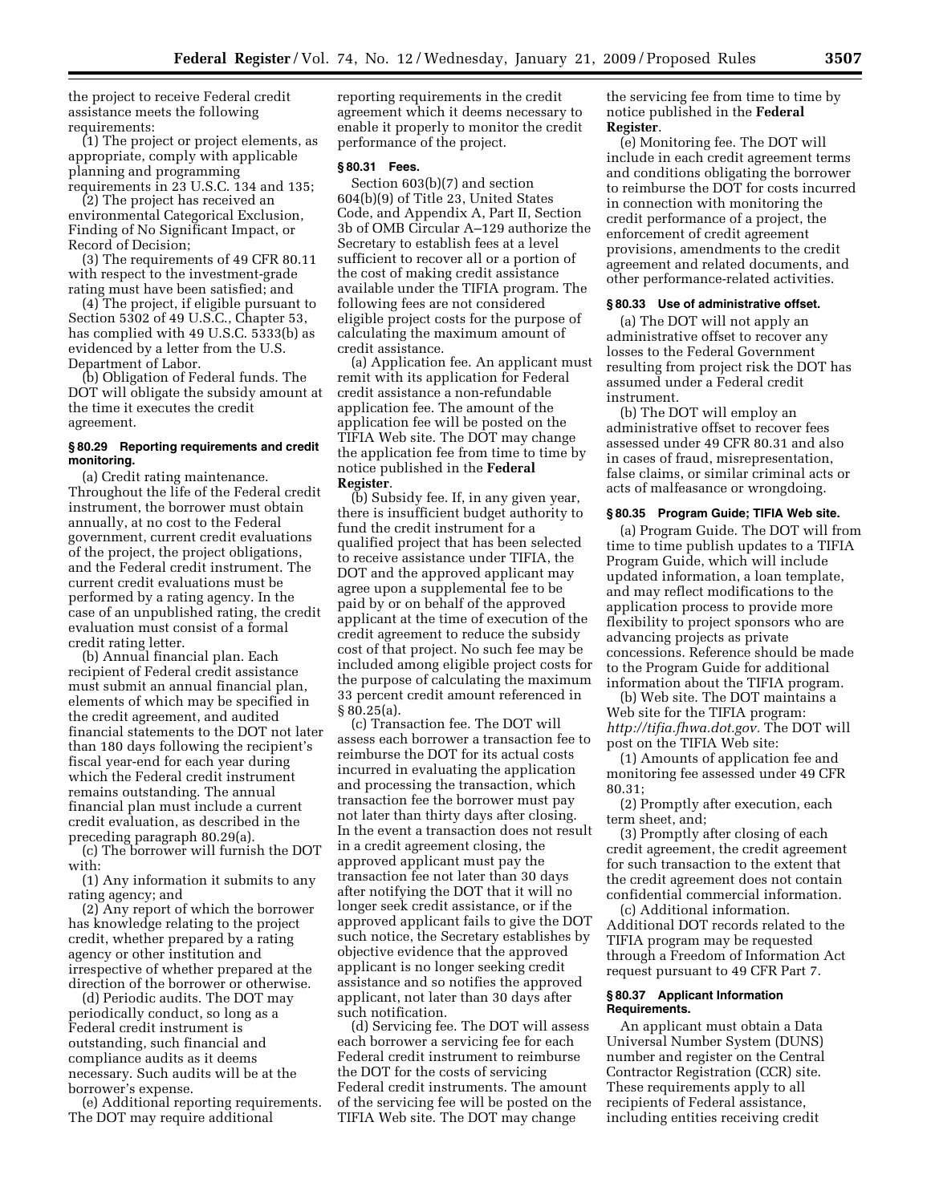the project to receive Federal credit assistance meets the following requirements:

(1) The project or project elements, as appropriate, comply with applicable planning and programming requirements in 23 U.S.C. 134 and 135;

(2) The project has received an environmental Categorical Exclusion, Finding of No Significant Impact, or Record of Decision;

(3) The requirements of 49 CFR 80.11 with respect to the investment-grade rating must have been satisfied; and

(4) The project, if eligible pursuant to Section 5302 of 49 U.S.C., Chapter 53, has complied with 49 U.S.C. 5333(b) as evidenced by a letter from the U.S. Department of Labor.

(b) Obligation of Federal funds. The DOT will obligate the subsidy amount at the time it executes the credit agreement.

#### § 80.29 Reporting requirements and credit monitoring.

(a) Credit rating maintenance. Throughout the life of the Federal credit instrument, the borrower must obtain annually, at no cost to the Federal government, current credit evaluations of the project, the project obligations, and the Federal credit instrument. The current credit evaluations must be performed by a rating agency. In the case of an unpublished rating, the credit evaluation must consist of a formal credit rating letter.

(b) Annual financial plan. Each recipient of Federal credit assistance must submit an annual financial plan, elements of which may be specified in the credit agreement, and audited financial statements to the DOT not later than 180 days following the recipient's fiscal year-end for each year during which the Federal credit instrument remains outstanding. The annual financial plan must include a current credit evaluation, as described in the preceding paragraph 80.29(a).

(c) The borrower will furnish the DOT with:

(1) Any information it submits to any rating agency; and

(2) Any report of which the borrower has knowledge relating to the project credit, whether prepared by a rating agency or other institution and irrespective of whether prepared at the direction of the borrower or otherwise.

(d) Periodic audits. The DOT may periodically conduct, so long as a Federal credit instrument is outstanding, such financial and compliance audits as it deems necessary. Such audits will be at the borrower's expense.

(e) Additional reporting requirements. The DOT may require additional reporting requirements in the credit agreement which it deems necessary to enable it properly to monitor the credit performance of the project.

#### § 80.31 Fees.

Section 603(b)(7) and section 604(b)(9) of Title 23, United States Code, and Appendix A, Part II, Section 3b of OMB Circular A–129 authorize the Secretary to establish fees at a level sufficient to recover all or a portion of the cost of making credit assistance available under the TIFIA program. The following fees are not considered eligible project costs for the purpose of calculating the maximum amount of credit assistance.

(a) Application fee. An applicant must remit with its application for Federal credit assistance a non-refundable application fee. The amount of the application fee will be posted on the TIFIA Web site. The DOT may change the application fee from time to time by notice published in the **Federal Register**.

(b) Subsidy fee. If, in any given year, there is insufficient budget authority to fund the credit instrument for a qualified project that has been selected to receive assistance under TIFIA, the DOT and the approved applicant may agree upon a supplemental fee to be paid by or on behalf of the approved applicant at the time of execution of the credit agreement to reduce the subsidy cost of that project. No such fee may be included among eligible project costs for the purpose of calculating the maximum 33 percent credit amount referenced in § 80.25(a).

(c) Transaction fee. The DOT will assess each borrower a transaction fee to reimburse the DOT for its actual costs incurred in evaluating the application and processing the transaction, which transaction fee the borrower must pay not later than thirty days after closing. In the event a transaction does not result in a credit agreement closing, the approved applicant must pay the transaction fee not later than 30 days after notifying the DOT that it will no longer seek credit assistance, or if the approved applicant fails to give the DOT such notice, the Secretary establishes by objective evidence that the approved applicant is no longer seeking credit assistance and so notifies the approved applicant, not later than 30 days after such notification.

(d) Servicing fee. The DOT will assess each borrower a servicing fee for each Federal credit instrument to reimburse the DOT for the costs of servicing Federal credit instruments. The amount of the servicing fee will be posted on the TIFIA Web site. The DOT may change the servicing fee from time to time by notice published in the **Federal Register**.

(e) Monitoring fee. The DOT will include in each credit agreement terms and conditions obligating the borrower to reimburse the DOT for costs incurred in connection with monitoring the credit performance of a project, the enforcement of credit agreement provisions, amendments to the credit agreement and related documents, and other performance-related activities.

#### § 80.33 Use of administrative offset.

(a) The DOT will not apply an administrative offset to recover any losses to the Federal Government resulting from project risk the DOT has assumed under a Federal credit instrument.

(b) The DOT will employ an administrative offset to recover fees assessed under 49 CFR 80.31 and also in cases of fraud, misrepresentation, false claims, or similar criminal acts or acts of malfeasance or wrongdoing.

#### § 80.35 Program Guide; TIFIA Web site.

(a) Program Guide. The DOT will from time to time publish updates to a TIFIA Program Guide, which will include updated information, a loan template, and may reflect modifications to the application process to provide more flexibility to project sponsors who are advancing projects as private concessions. Reference should be made to the Program Guide for additional information about the TIFIA program.

(b) Web site. The DOT maintains a Web site for the TIFIA program: *http://tifia.fhwa.dot.gov.* The DOT will post on the TIFIA Web site:

(1) Amounts of application fee and monitoring fee assessed under 49 CFR 80.31;

(2) Promptly after execution, each term sheet, and;

(3) Promptly after closing of each credit agreement, the credit agreement for such transaction to the extent that the credit agreement does not contain confidential commercial information.

(c) Additional information. Additional DOT records related to the TIFIA program may be requested through a Freedom of Information Act request pursuant to 49 CFR Part 7.

#### § 80.37 Applicant Information Requirements.

An applicant must obtain a Data Universal Number System (DUNS) number and register on the Central Contractor Registration (CCR) site. These requirements apply to all recipients of Federal assistance, including entities receiving credit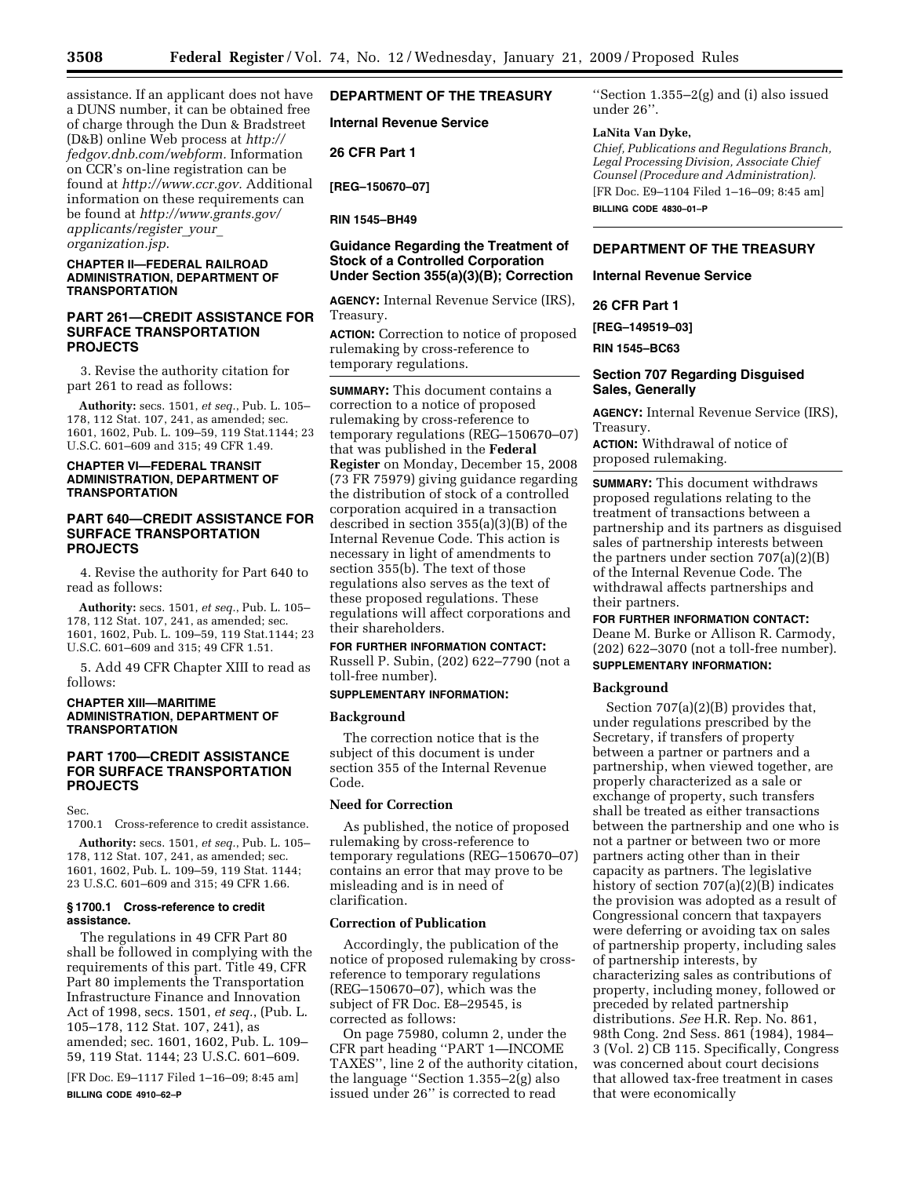assistance. If an applicant does not have a DUNS number, it can be obtained free of charge through the Dun & Bradstreet (D&B) online Web process at *http://fedgov.dnb.com/webform.* Information on CCR's on-line registration can be found at *http://www.ccr.gov.* Additional information on these requirements can be found at *http://www.grants.gov/applicants/register_your_organization.jsp*.

**CHAPTER II—FEDERAL RAILROAD ADMINISTRATION, DEPARTMENT OF TRANSPORTATION**

## PART 261—CREDIT ASSISTANCE FOR SURFACE TRANSPORTATION PROJECTS

3. Revise the authority citation for part 261 to read as follows:

**Authority:** secs. 1501, *et seq.*, Pub. L. 105–178, 112 Stat. 107, 241, as amended; sec. 1601, 1602, Pub. L. 109–59, 119 Stat.1144; 23 U.S.C. 601–609 and 315; 49 CFR 1.49.

**CHAPTER VI—FEDERAL TRANSIT ADMINISTRATION, DEPARTMENT OF TRANSPORTATION**

## PART 640—CREDIT ASSISTANCE FOR SURFACE TRANSPORTATION PROJECTS

4. Revise the authority for Part 640 to read as follows:

**Authority:** secs. 1501, *et seq.*, Pub. L. 105–178, 112 Stat. 107, 241, as amended; sec. 1601, 1602, Pub. L. 109–59, 119 Stat.1144; 23 U.S.C. 601–609 and 315; 49 CFR 1.51.

5. Add 49 CFR Chapter XIII to read as follows:

**CHAPTER XIII—MARITIME ADMINISTRATION, DEPARTMENT OF TRANSPORTATION**

## PART 1700—CREDIT ASSISTANCE FOR SURFACE TRANSPORTATION PROJECTS

Sec.
1700.1 Cross-reference to credit assistance.

**Authority:** secs. 1501, *et seq.*, Pub. L. 105–178, 112 Stat. 107, 241, as amended; sec. 1601, 1602, Pub. L. 109–59, 119 Stat. 1144; 23 U.S.C. 601–609 and 315; 49 CFR 1.66.

### § 1700.1 Cross-reference to credit assistance.

The regulations in 49 CFR Part 80 shall be followed in complying with the requirements of this part. Title 49, CFR Part 80 implements the Transportation Infrastructure Finance and Innovation Act of 1998, secs. 1501, *et seq.*, (Pub. L. 105–178, 112 Stat. 107, 241), as amended; sec. 1601, 1602, Pub. L. 109–59, 119 Stat. 1144; 23 U.S.C. 601–609.

[FR Doc. E9–1117 Filed 1–16–09; 8:45 am]

**BILLING CODE 4910–62–P**

---

**DEPARTMENT OF THE TREASURY**

**Internal Revenue Service**

**26 CFR Part 1**

**[REG–150670–07]**

**RIN 1545–BH49**

## Guidance Regarding the Treatment of Stock of a Controlled Corporation Under Section 355(a)(3)(B); Correction

**AGENCY:** Internal Revenue Service (IRS), Treasury.

**ACTION:** Correction to notice of proposed rulemaking by cross-reference to temporary regulations.

**SUMMARY:** This document contains a correction to a notice of proposed rulemaking by cross-reference to temporary regulations (REG–150670–07) that was published in the **Federal Register** on Monday, December 15, 2008 (73 FR 75979) giving guidance regarding the distribution of stock of a controlled corporation acquired in a transaction described in section 355(a)(3)(B) of the Internal Revenue Code. This action is necessary in light of amendments to section 355(b). The text of those regulations also serves as the text of these proposed regulations. These regulations will affect corporations and their shareholders.

**FOR FURTHER INFORMATION CONTACT:** Russell P. Subin, (202) 622–7790 (not a toll-free number).

**SUPPLEMENTARY INFORMATION:**

### Background

The correction notice that is the subject of this document is under section 355 of the Internal Revenue Code.

### Need for Correction

As published, the notice of proposed rulemaking by cross-reference to temporary regulations (REG–150670–07) contains an error that may prove to be misleading and is in need of clarification.

### Correction of Publication

Accordingly, the publication of the notice of proposed rulemaking by cross-reference to temporary regulations (REG–150670–07), which was the subject of FR Doc. E8–29545, is corrected as follows:

On page 75980, column 2, under the CFR part heading ''PART 1—INCOME TAXES'', line 2 of the authority citation, the language ''Section 1.355–2(g) also issued under 26'' is corrected to read ''Section 1.355–2(g) and (i) also issued under 26''.

**LaNita Van Dyke,**
*Chief, Publications and Regulations Branch, Legal Processing Division, Associate Chief Counsel (Procedure and Administration).*

[FR Doc. E9–1104 Filed 1–16–09; 8:45 am]

**BILLING CODE 4830–01–P**

---

**DEPARTMENT OF THE TREASURY**

**Internal Revenue Service**

**26 CFR Part 1**

**[REG–149519–03]**

**RIN 1545–BC63**

## Section 707 Regarding Disguised Sales, Generally

**AGENCY:** Internal Revenue Service (IRS), Treasury.

**ACTION:** Withdrawal of notice of proposed rulemaking.

**SUMMARY:** This document withdraws proposed regulations relating to the treatment of transactions between a partnership and its partners as disguised sales of partnership interests between the partners under section 707(a)(2)(B) of the Internal Revenue Code. The withdrawal affects partnerships and their partners.

**FOR FURTHER INFORMATION CONTACT:** Deane M. Burke or Allison R. Carmody, (202) 622–3070 (not a toll-free number).

**SUPPLEMENTARY INFORMATION:**

### Background

Section 707(a)(2)(B) provides that, under regulations prescribed by the Secretary, if transfers of property between a partner or partners and a partnership, when viewed together, are properly characterized as a sale or exchange of property, such transfers shall be treated as either transactions between the partnership and one who is not a partner or between two or more partners acting other than in their capacity as partners. The legislative history of section 707(a)(2)(B) indicates the provision was adopted as a result of Congressional concern that taxpayers were deferring or avoiding tax on sales of partnership property, including sales of partnership interests, by characterizing sales as contributions of property, including money, followed or preceded by related partnership distributions. *See* H.R. Rep. No. 861, 98th Cong. 2nd Sess. 861 (1984), 1984–3 (Vol. 2) CB 115. Specifically, Congress was concerned about court decisions that allowed tax-free treatment in cases that were economically